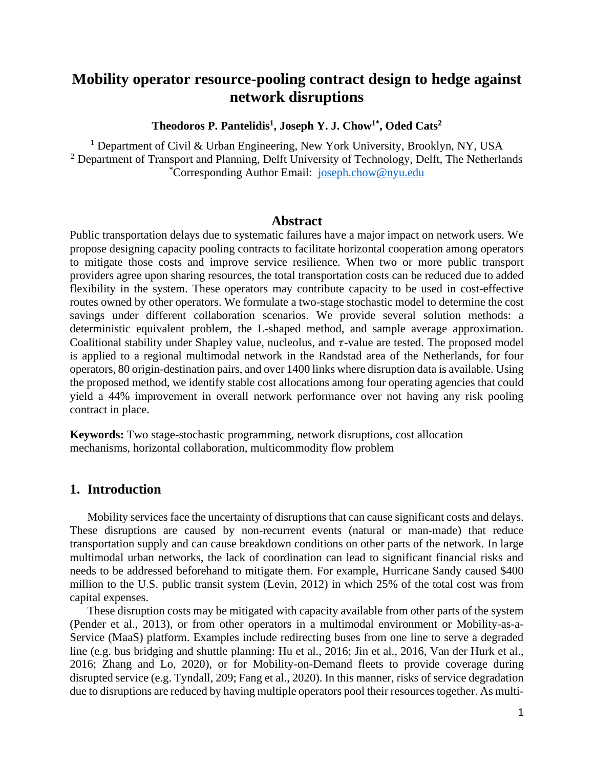# Mobility operator resource-pooling contract design to hedge against network disruptions

**Theodoros P. Pantelidis[1], Joseph Y. J. Chow[1*], Oded Cats[2]**

[1] Department of Civil & Urban Engineering, New York University, Brooklyn, NY, USA
[2] Department of Transport and Planning, Delft University of Technology, Delft, The Netherlands
[*]Corresponding Author Email: joseph.chow@nyu.edu

## Abstract

Public transportation delays due to systematic failures have a major impact on network users. We propose designing capacity pooling contracts to facilitate horizontal cooperation among operators to mitigate those costs and improve service resilience. When two or more public transport providers agree upon sharing resources, the total transportation costs can be reduced due to added flexibility in the system. These operators may contribute capacity to be used in cost-effective routes owned by other operators. We formulate a two-stage stochastic model to determine the cost savings under different collaboration scenarios. We provide several solution methods: a deterministic equivalent problem, the L-shaped method, and sample average approximation. Coalitional stability under Shapley value, nucleolus, and $\tau$-value are tested. The proposed model is applied to a regional multimodal network in the Randstad area of the Netherlands, for four operators, 80 origin-destination pairs, and over 1400 links where disruption data is available. Using the proposed method, we identify stable cost allocations among four operating agencies that could yield a 44% improvement in overall network performance over not having any risk pooling contract in place.

**Keywords:** Two stage-stochastic programming, network disruptions, cost allocation mechanisms, horizontal collaboration, multicommodity flow problem

## 1. Introduction

Mobility services face the uncertainty of disruptions that can cause significant costs and delays. These disruptions are caused by non-recurrent events (natural or man-made) that reduce transportation supply and can cause breakdown conditions on other parts of the network. In large multimodal urban networks, the lack of coordination can lead to significant financial risks and needs to be addressed beforehand to mitigate them. For example, Hurricane Sandy caused $400 million to the U.S. public transit system (Levin, 2012) in which 25% of the total cost was from capital expenses.

These disruption costs may be mitigated with capacity available from other parts of the system (Pender et al., 2013), or from other operators in a multimodal environment or Mobility-as-a-Service (MaaS) platform. Examples include redirecting buses from one line to serve a degraded line (e.g. bus bridging and shuttle planning: Hu et al., 2016; Jin et al., 2016, Van der Hurk et al., 2016; Zhang and Lo, 2020), or for Mobility-on-Demand fleets to provide coverage during disrupted service (e.g. Tyndall, 209; Fang et al., 2020). In this manner, risks of service degradation due to disruptions are reduced by having multiple operators pool their resources together. As multi-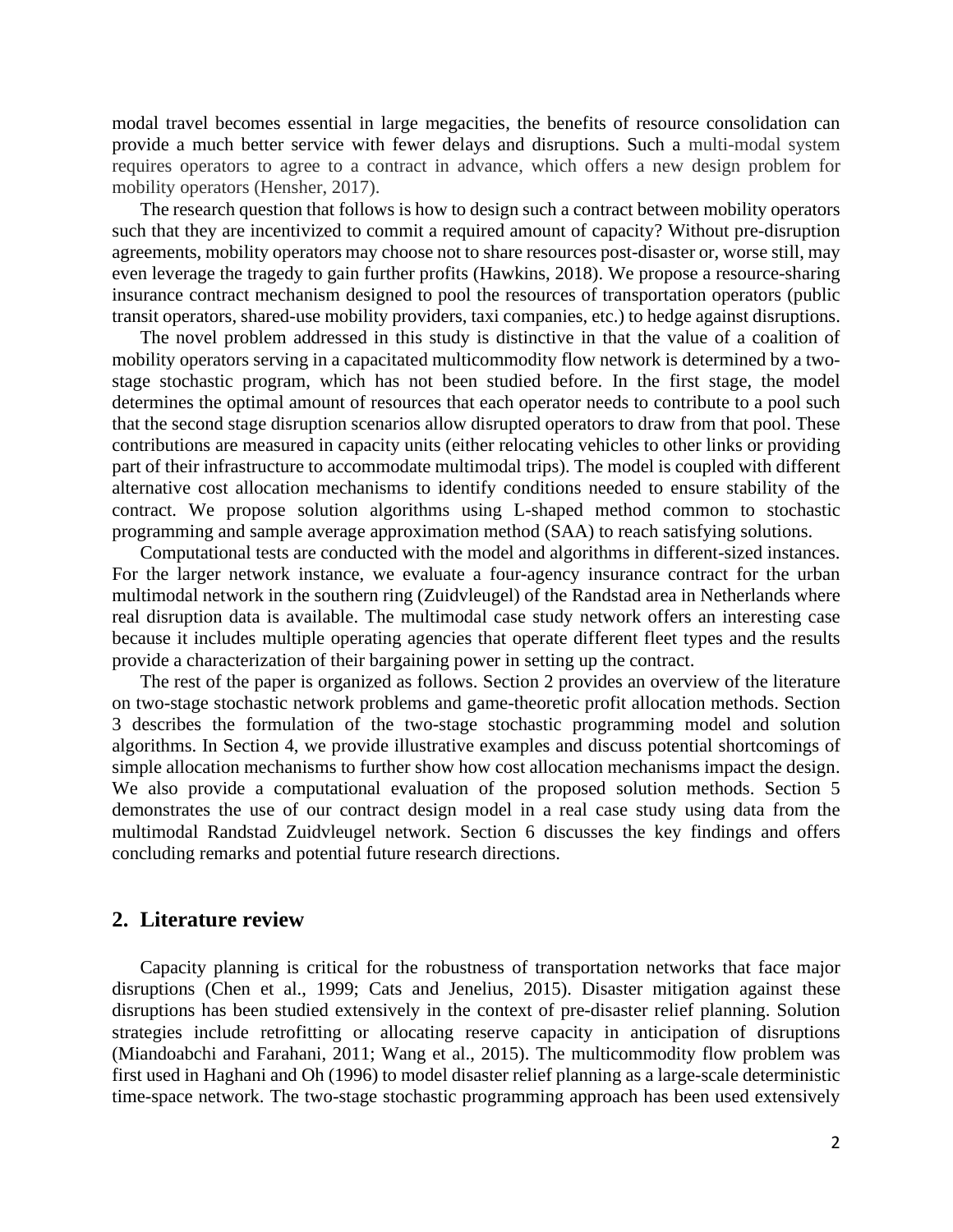modal travel becomes essential in large megacities, the benefits of resource consolidation can provide a much better service with fewer delays and disruptions. Such a multi-modal system requires operators to agree to a contract in advance, which offers a new design problem for mobility operators (Hensher, 2017).

The research question that follows is how to design such a contract between mobility operators such that they are incentivized to commit a required amount of capacity? Without pre-disruption agreements, mobility operators may choose not to share resources post-disaster or, worse still, may even leverage the tragedy to gain further profits (Hawkins, 2018). We propose a resource-sharing insurance contract mechanism designed to pool the resources of transportation operators (public transit operators, shared-use mobility providers, taxi companies, etc.) to hedge against disruptions.

The novel problem addressed in this study is distinctive in that the value of a coalition of mobility operators serving in a capacitated multicommodity flow network is determined by a two-stage stochastic program, which has not been studied before. In the first stage, the model determines the optimal amount of resources that each operator needs to contribute to a pool such that the second stage disruption scenarios allow disrupted operators to draw from that pool. These contributions are measured in capacity units (either relocating vehicles to other links or providing part of their infrastructure to accommodate multimodal trips). The model is coupled with different alternative cost allocation mechanisms to identify conditions needed to ensure stability of the contract. We propose solution algorithms using L-shaped method common to stochastic programming and sample average approximation method (SAA) to reach satisfying solutions.

Computational tests are conducted with the model and algorithms in different-sized instances. For the larger network instance, we evaluate a four-agency insurance contract for the urban multimodal network in the southern ring (Zuidvleugel) of the Randstad area in Netherlands where real disruption data is available. The multimodal case study network offers an interesting case because it includes multiple operating agencies that operate different fleet types and the results provide a characterization of their bargaining power in setting up the contract.

The rest of the paper is organized as follows. Section 2 provides an overview of the literature on two-stage stochastic network problems and game-theoretic profit allocation methods. Section 3 describes the formulation of the two-stage stochastic programming model and solution algorithms. In Section 4, we provide illustrative examples and discuss potential shortcomings of simple allocation mechanisms to further show how cost allocation mechanisms impact the design. We also provide a computational evaluation of the proposed solution methods. Section 5 demonstrates the use of our contract design model in a real case study using data from the multimodal Randstad Zuidvleugel network. Section 6 discusses the key findings and offers concluding remarks and potential future research directions.

## 2. Literature review

Capacity planning is critical for the robustness of transportation networks that face major disruptions (Chen et al., 1999; Cats and Jenelius, 2015). Disaster mitigation against these disruptions has been studied extensively in the context of pre-disaster relief planning. Solution strategies include retrofitting or allocating reserve capacity in anticipation of disruptions (Miandoabchi and Farahani, 2011; Wang et al., 2015). The multicommodity flow problem was first used in Haghani and Oh (1996) to model disaster relief planning as a large-scale deterministic time-space network. The two-stage stochastic programming approach has been used extensively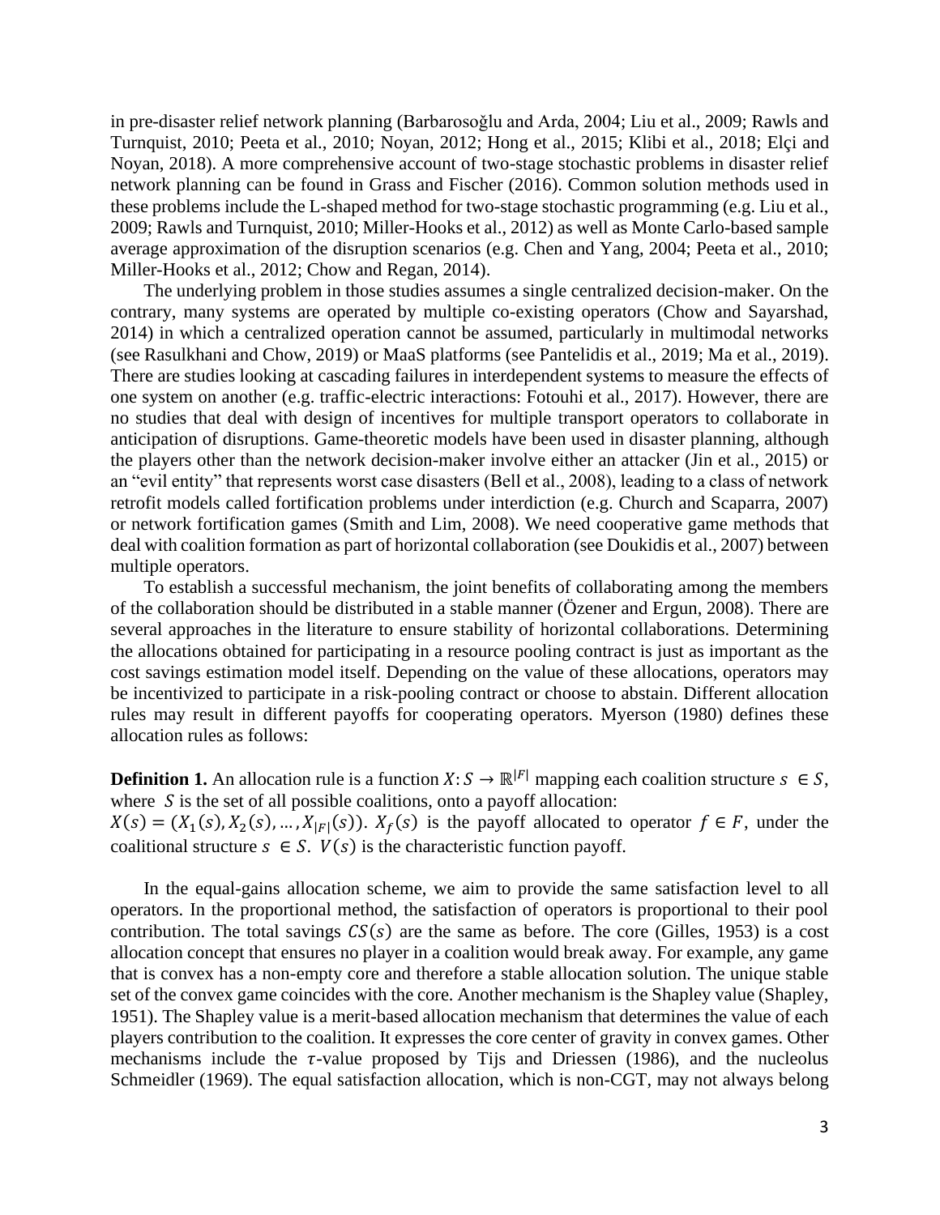in pre-disaster relief network planning (Barbarosoğlu and Arda, 2004; Liu et al., 2009; Rawls and Turnquist, 2010; Peeta et al., 2010; Noyan, 2012; Hong et al., 2015; Klibi et al., 2018; Elçi and Noyan, 2018). A more comprehensive account of two-stage stochastic problems in disaster relief network planning can be found in Grass and Fischer (2016). Common solution methods used in these problems include the L-shaped method for two-stage stochastic programming (e.g. Liu et al., 2009; Rawls and Turnquist, 2010; Miller-Hooks et al., 2012) as well as Monte Carlo-based sample average approximation of the disruption scenarios (e.g. Chen and Yang, 2004; Peeta et al., 2010; Miller-Hooks et al., 2012; Chow and Regan, 2014).

The underlying problem in those studies assumes a single centralized decision-maker. On the contrary, many systems are operated by multiple co-existing operators (Chow and Sayarshad, 2014) in which a centralized operation cannot be assumed, particularly in multimodal networks (see Rasulkhani and Chow, 2019) or MaaS platforms (see Pantelidis et al., 2019; Ma et al., 2019). There are studies looking at cascading failures in interdependent systems to measure the effects of one system on another (e.g. traffic-electric interactions: Fotouhi et al., 2017). However, there are no studies that deal with design of incentives for multiple transport operators to collaborate in anticipation of disruptions. Game-theoretic models have been used in disaster planning, although the players other than the network decision-maker involve either an attacker (Jin et al., 2015) or an "evil entity" that represents worst case disasters (Bell et al., 2008), leading to a class of network retrofit models called fortification problems under interdiction (e.g. Church and Scaparra, 2007) or network fortification games (Smith and Lim, 2008). We need cooperative game methods that deal with coalition formation as part of horizontal collaboration (see Doukidis et al., 2007) between multiple operators.

To establish a successful mechanism, the joint benefits of collaborating among the members of the collaboration should be distributed in a stable manner (Özener and Ergun, 2008). There are several approaches in the literature to ensure stability of horizontal collaborations. Determining the allocations obtained for participating in a resource pooling contract is just as important as the cost savings estimation model itself. Depending on the value of these allocations, operators may be incentivized to participate in a risk-pooling contract or choose to abstain. Different allocation rules may result in different payoffs for cooperating operators. Myerson (1980) defines these allocation rules as follows:

**Definition 1.** An allocation rule is a function $X: S \rightarrow \mathbb{R}^{|F|}$ mapping each coalition structure $s \in S$, where $S$ is the set of all possible coalitions, onto a payoff allocation:
$X(s) = (X_1(s), X_2(s), \ldots, X_{|F|}(s))$. $X_f(s)$ is the payoff allocated to operator $f \in F$, under the coalitional structure $s \in S$. $V(s)$ is the characteristic function payoff.

In the equal-gains allocation scheme, we aim to provide the same satisfaction level to all operators. In the proportional method, the satisfaction of operators is proportional to their pool contribution. The total savings $CS(s)$ are the same as before. The core (Gilles, 1953) is a cost allocation concept that ensures no player in a coalition would break away. For example, any game that is convex has a non-empty core and therefore a stable allocation solution. The unique stable set of the convex game coincides with the core. Another mechanism is the Shapley value (Shapley, 1951). The Shapley value is a merit-based allocation mechanism that determines the value of each players contribution to the coalition. It expresses the core center of gravity in convex games. Other mechanisms include the $\tau$-value proposed by Tijs and Driessen (1986), and the nucleolus Schmeidler (1969). The equal satisfaction allocation, which is non-CGT, may not always belong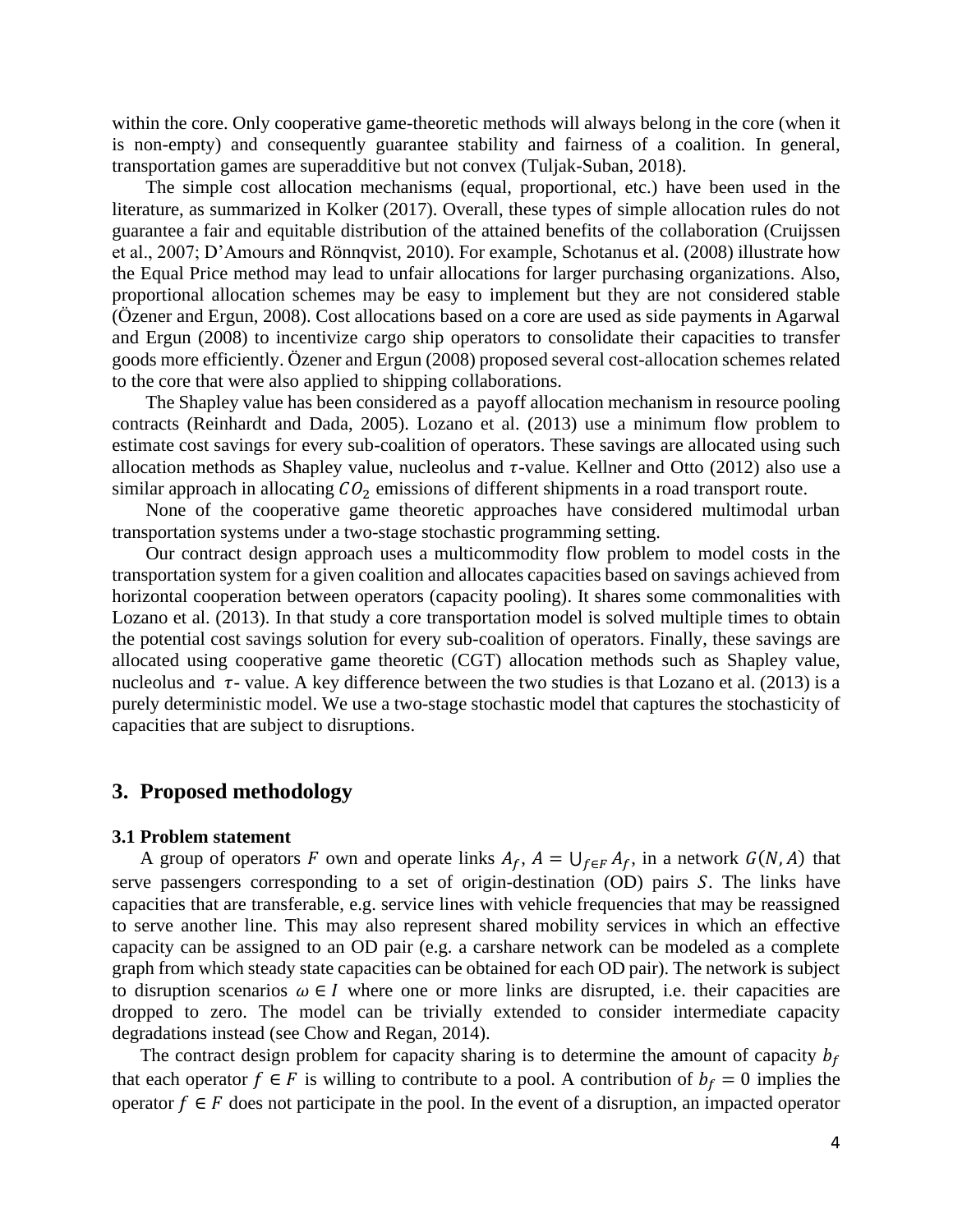within the core. Only cooperative game-theoretic methods will always belong in the core (when it is non-empty) and consequently guarantee stability and fairness of a coalition. In general, transportation games are superadditive but not convex (Tuljak-Suban, 2018).

The simple cost allocation mechanisms (equal, proportional, etc.) have been used in the literature, as summarized in Kolker (2017). Overall, these types of simple allocation rules do not guarantee a fair and equitable distribution of the attained benefits of the collaboration (Cruijssen et al., 2007; D'Amours and Rönnqvist, 2010). For example, Schotanus et al. (2008) illustrate how the Equal Price method may lead to unfair allocations for larger purchasing organizations. Also, proportional allocation schemes may be easy to implement but they are not considered stable (Özener and Ergun, 2008). Cost allocations based on a core are used as side payments in Agarwal and Ergun (2008) to incentivize cargo ship operators to consolidate their capacities to transfer goods more efficiently. Özener and Ergun (2008) proposed several cost-allocation schemes related to the core that were also applied to shipping collaborations.

The Shapley value has been considered as a payoff allocation mechanism in resource pooling contracts (Reinhardt and Dada, 2005). Lozano et al. (2013) use a minimum flow problem to estimate cost savings for every sub-coalition of operators. These savings are allocated using such allocation methods as Shapley value, nucleolus and $\tau$-value. Kellner and Otto (2012) also use a similar approach in allocating $CO_2$ emissions of different shipments in a road transport route.

None of the cooperative game theoretic approaches have considered multimodal urban transportation systems under a two-stage stochastic programming setting.

Our contract design approach uses a multicommodity flow problem to model costs in the transportation system for a given coalition and allocates capacities based on savings achieved from horizontal cooperation between operators (capacity pooling). It shares some commonalities with Lozano et al. (2013). In that study a core transportation model is solved multiple times to obtain the potential cost savings solution for every sub-coalition of operators. Finally, these savings are allocated using cooperative game theoretic (CGT) allocation methods such as Shapley value, nucleolus and $\tau$- value. A key difference between the two studies is that Lozano et al. (2013) is a purely deterministic model. We use a two-stage stochastic model that captures the stochasticity of capacities that are subject to disruptions.

## 3. Proposed methodology

### 3.1 Problem statement

A group of operators $F$ own and operate links $A_f$, $A = \bigcup_{f \in F} A_f$, in a network $G(N, A)$ that serve passengers corresponding to a set of origin-destination (OD) pairs $S$. The links have capacities that are transferable, e.g. service lines with vehicle frequencies that may be reassigned to serve another line. This may also represent shared mobility services in which an effective capacity can be assigned to an OD pair (e.g. a carshare network can be modeled as a complete graph from which steady state capacities can be obtained for each OD pair). The network is subject to disruption scenarios $\omega \in I$ where one or more links are disrupted, i.e. their capacities are dropped to zero. The model can be trivially extended to consider intermediate capacity degradations instead (see Chow and Regan, 2014).

The contract design problem for capacity sharing is to determine the amount of capacity $b_f$ that each operator $f \in F$ is willing to contribute to a pool. A contribution of $b_f = 0$ implies the operator $f \in F$ does not participate in the pool. In the event of a disruption, an impacted operator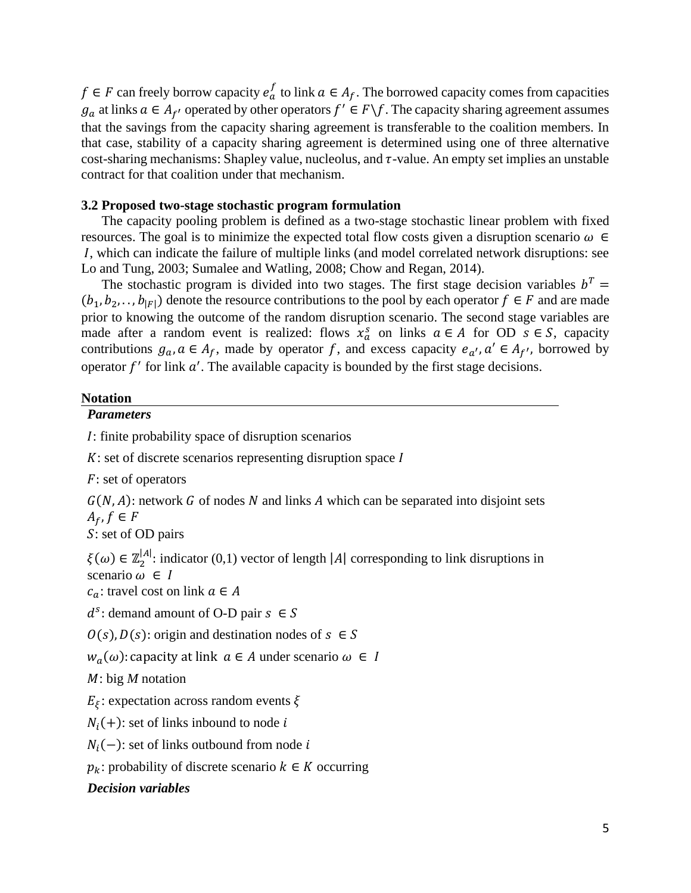$f \in F$ can freely borrow capacity $e_a^f$ to link $a \in A_f$. The borrowed capacity comes from capacities $g_a$ at links $a \in A_{f'}$ operated by other operators $f' \in F\backslash f$. The capacity sharing agreement assumes that the savings from the capacity sharing agreement is transferable to the coalition members. In that case, stability of a capacity sharing agreement is determined using one of three alternative cost-sharing mechanisms: Shapley value, nucleolus, and $\tau$-value. An empty set implies an unstable contract for that coalition under that mechanism.

### 3.2 Proposed two-stage stochastic program formulation

The capacity pooling problem is defined as a two-stage stochastic linear problem with fixed resources. The goal is to minimize the expected total flow costs given a disruption scenario $\omega \in I$, which can indicate the failure of multiple links (and model correlated network disruptions: see Lo and Tung, 2003; Sumalee and Watling, 2008; Chow and Regan, 2014).

The stochastic program is divided into two stages. The first stage decision variables $b^T = (b_1, b_2, .., b_{|F|})$ denote the resource contributions to the pool by each operator $f \in F$ and are made prior to knowing the outcome of the random disruption scenario. The second stage variables are made after a random event is realized: flows $x_a^s$ on links $a \in A$ for OD $s \in S$, capacity contributions $g_a, a \in A_f$, made by operator $f$, and excess capacity $e_{a'}, a' \in A_{f'}$, borrowed by operator $f'$ for link $a'$. The available capacity is bounded by the first stage decisions.

**Notation**

***Parameters***

$I$: finite probability space of disruption scenarios

$K$: set of discrete scenarios representing disruption space $I$

$F$: set of operators

$G(N, A)$: network $G$ of nodes $N$ and links $A$ which can be separated into disjoint sets $A_f, f \in F$

$S$: set of OD pairs

$\xi(\omega) \in \mathbb{Z}_2^{|A|}$: indicator (0,1) vector of length $|A|$ corresponding to link disruptions in scenario $\omega \in I$

$c_a$: travel cost on link $a \in A$

$d^s$: demand amount of O-D pair $s \in S$

$O(s), D(s)$: origin and destination nodes of $s \in S$

$w_a(\omega)$: capacity at link $a \in A$ under scenario $\omega \in I$

$M$: big $M$ notation

$E_\xi$: expectation across random events $\xi$

$N_i(+)$: set of links inbound to node $i$

$N_i(-)$: set of links outbound from node $i$

$p_k$: probability of discrete scenario $k \in K$ occurring

***Decision variables***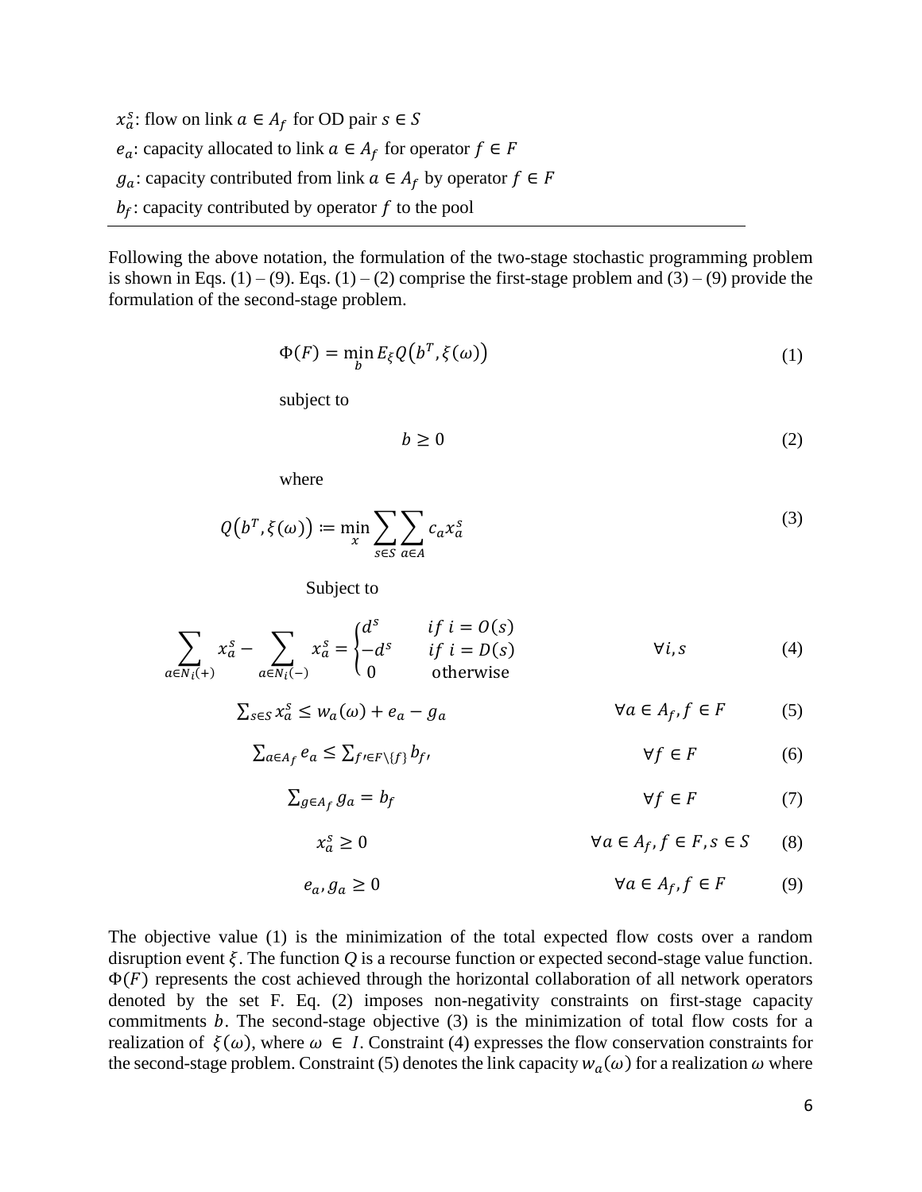$x_a^s$: flow on link $a \in A_f$ for OD pair $s \in S$

$e_a$: capacity allocated to link $a \in A_f$ for operator $f \in F$

$g_a$: capacity contributed from link $a \in A_f$ by operator $f \in F$

$b_f$: capacity contributed by operator $f$ to the pool

---

Following the above notation, the formulation of the two-stage stochastic programming problem is shown in Eqs. (1) – (9). Eqs. (1) – (2) comprise the first-stage problem and (3) – (9) provide the formulation of the second-stage problem.

$$\Phi(F) = \min_{b} E_\xi Q\big(b^T, \xi(\omega)\big) \tag{1}$$

subject to

$$b \geq 0 \tag{2}$$

where

$$Q\big(b^T, \xi(\omega)\big) \coloneqq \min_{x} \sum_{s \in S} \sum_{a \in A} c_a x_a^s \tag{3}$$

Subject to

$$\sum_{a \in N_i(+)} x_a^s - \sum_{a \in N_i(-)} x_a^s = \begin{cases} d^s & if\ i = O(s) \\ -d^s & if\ i = D(s) \\ 0 & \text{otherwise} \end{cases} \qquad \forall i, s \tag{4}$$

$$\textstyle\sum_{s \in S} x_a^s \leq w_a(\omega) + e_a - g_a \qquad \forall a \in A_f, f \in F \tag{5}$$

$$\textstyle\sum_{a \in A_f} e_a \leq \sum_{f' \in F \setminus \{f\}} b_{f'} \qquad \forall f \in F \tag{6}$$

$$\textstyle\sum_{g \in A_f} g_a = b_f \qquad \forall f \in F \tag{7}$$

$$x_a^s \geq 0 \qquad \forall a \in A_f, f \in F, s \in S \tag{8}$$

$$e_a, g_a \geq 0 \qquad \forall a \in A_f, f \in F \tag{9}$$

The objective value (1) is the minimization of the total expected flow costs over a random disruption event $\xi$. The function $Q$ is a recourse function or expected second-stage value function. $\Phi(F)$ represents the cost achieved through the horizontal collaboration of all network operators denoted by the set F. Eq. (2) imposes non-negativity constraints on first-stage capacity commitments $b$. The second-stage objective (3) is the minimization of total flow costs for a realization of $\xi(\omega)$, where $\omega \in I$. Constraint (4) expresses the flow conservation constraints for the second-stage problem. Constraint (5) denotes the link capacity $w_a(\omega)$ for a realization $\omega$ where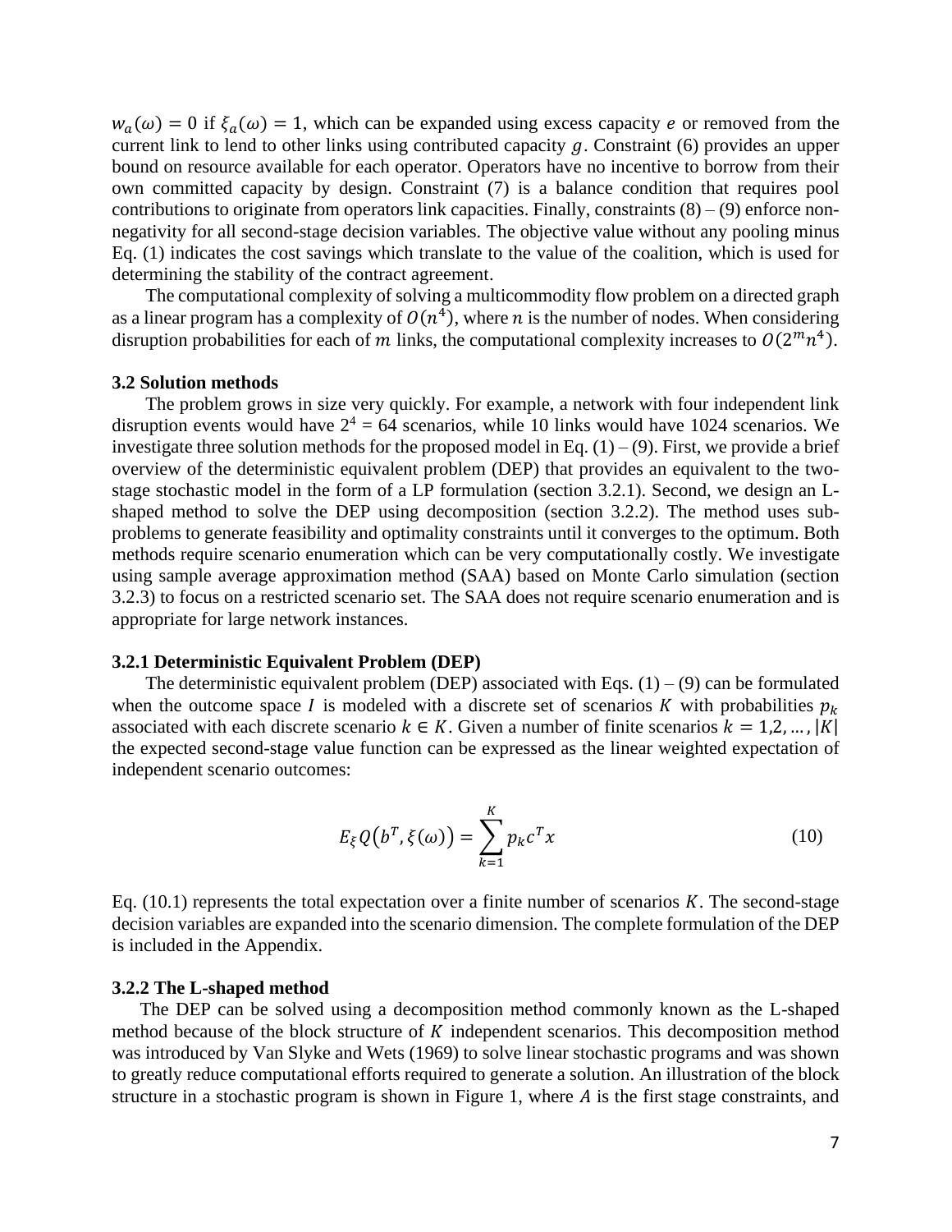$w_a(\omega) = 0$ if $\xi_a(\omega) = 1$, which can be expanded using excess capacity $e$ or removed from the current link to lend to other links using contributed capacity $g$. Constraint (6) provides an upper bound on resource available for each operator. Operators have no incentive to borrow from their own committed capacity by design. Constraint (7) is a balance condition that requires pool contributions to originate from operators link capacities. Finally, constraints (8) – (9) enforce non-negativity for all second-stage decision variables. The objective value without any pooling minus Eq. (1) indicates the cost savings which translate to the value of the coalition, which is used for determining the stability of the contract agreement.

The computational complexity of solving a multicommodity flow problem on a directed graph as a linear program has a complexity of $O(n^4)$, where $n$ is the number of nodes. When considering disruption probabilities for each of $m$ links, the computational complexity increases to $O(2^m n^4)$.

### 3.2 Solution methods

The problem grows in size very quickly. For example, a network with four independent link disruption events would have $2^4 = 64$ scenarios, while 10 links would have 1024 scenarios. We investigate three solution methods for the proposed model in Eq. (1) – (9). First, we provide a brief overview of the deterministic equivalent problem (DEP) that provides an equivalent to the two-stage stochastic model in the form of a LP formulation (section 3.2.1). Second, we design an L-shaped method to solve the DEP using decomposition (section 3.2.2). The method uses sub-problems to generate feasibility and optimality constraints until it converges to the optimum. Both methods require scenario enumeration which can be very computationally costly. We investigate using sample average approximation method (SAA) based on Monte Carlo simulation (section 3.2.3) to focus on a restricted scenario set. The SAA does not require scenario enumeration and is appropriate for large network instances.

#### 3.2.1 Deterministic Equivalent Problem (DEP)

The deterministic equivalent problem (DEP) associated with Eqs. (1) – (9) can be formulated when the outcome space $I$ is modeled with a discrete set of scenarios $K$ with probabilities $p_k$ associated with each discrete scenario $k \in K$. Given a number of finite scenarios $k = 1,2,\ldots,|K|$ the expected second-stage value function can be expressed as the linear weighted expectation of independent scenario outcomes:

$$E_\xi Q\big(b^T, \xi(\omega)\big) = \sum_{k=1}^{K} p_k c^T x \tag{10}$$

Eq. (10.1) represents the total expectation over a finite number of scenarios $K$. The second-stage decision variables are expanded into the scenario dimension. The complete formulation of the DEP is included in the Appendix.

#### 3.2.2 The L-shaped method

The DEP can be solved using a decomposition method commonly known as the L-shaped method because of the block structure of $K$ independent scenarios. This decomposition method was introduced by Van Slyke and Wets (1969) to solve linear stochastic programs and was shown to greatly reduce computational efforts required to generate a solution. An illustration of the block structure in a stochastic program is shown in Figure 1, where $A$ is the first stage constraints, and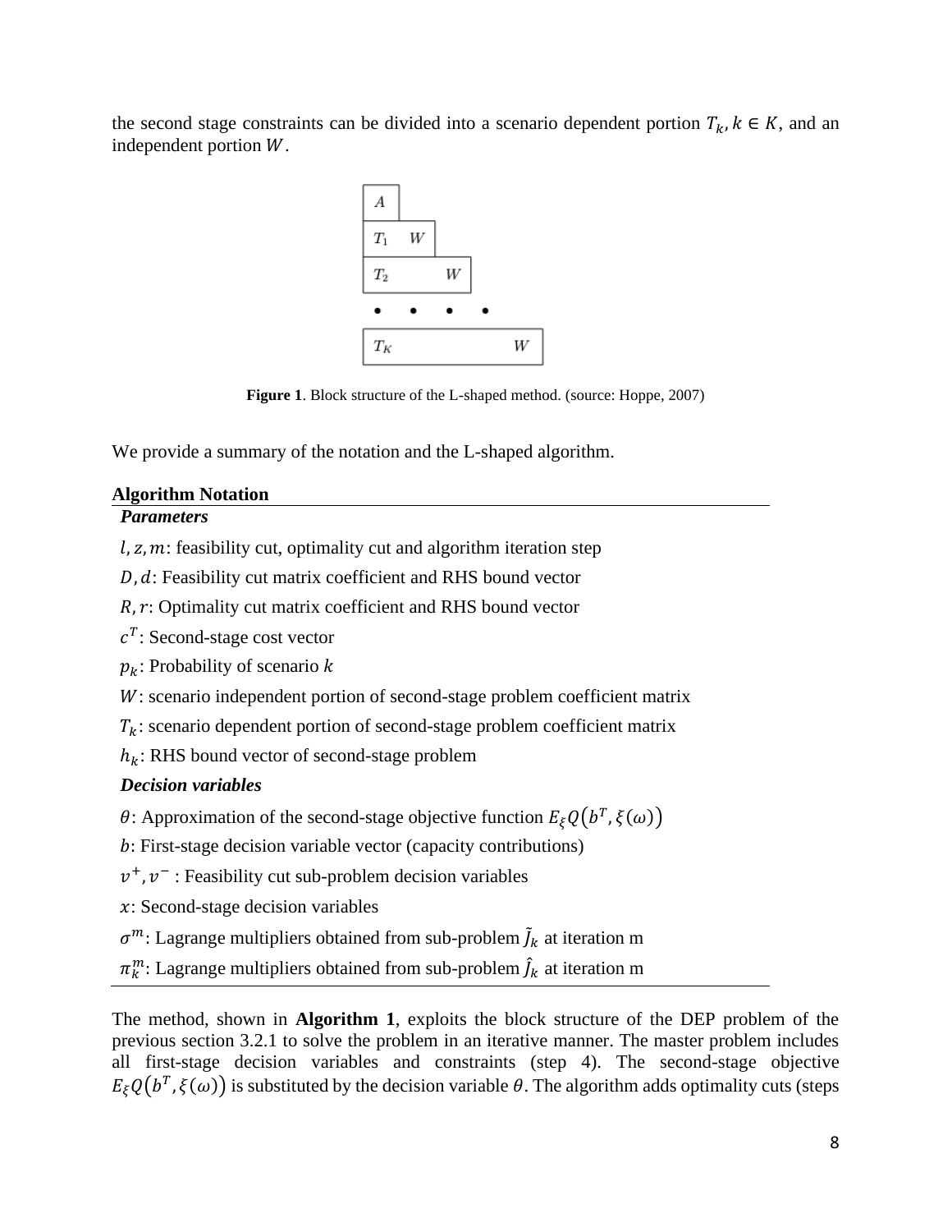the second stage constraints can be divided into a scenario dependent portion $T_k, k \in K$, and an independent portion $W$.

**Figure 1**. Block structure of the L-shaped method. (source: Hoppe, 2007)

We provide a summary of the notation and the L-shaped algorithm.

**Algorithm Notation**

***Parameters***

$l, z, m$: feasibility cut, optimality cut and algorithm iteration step

$D, d$: Feasibility cut matrix coefficient and RHS bound vector

$R, r$: Optimality cut matrix coefficient and RHS bound vector

$c^T$: Second-stage cost vector

$p_k$: Probability of scenario $k$

$W$: scenario independent portion of second-stage problem coefficient matrix

$T_k$: scenario dependent portion of second-stage problem coefficient matrix

$h_k$: RHS bound vector of second-stage problem

***Decision variables***

$\theta$: Approximation of the second-stage objective function $E_\xi Q\left(b^T, \xi(\omega)\right)$

$b$: First-stage decision variable vector (capacity contributions)

$v^+, v^-$ : Feasibility cut sub-problem decision variables

$x$: Second-stage decision variables

$\sigma^m$: Lagrange multipliers obtained from sub-problem $\tilde{J}_k$ at iteration m

$\pi_k^m$: Lagrange multipliers obtained from sub-problem $\hat{J}_k$ at iteration m

The method, shown in **Algorithm 1**, exploits the block structure of the DEP problem of the previous section 3.2.1 to solve the problem in an iterative manner. The master problem includes all first-stage decision variables and constraints (step 4). The second-stage objective $E_\xi Q\left(b^T, \xi(\omega)\right)$ is substituted by the decision variable $\theta$. The algorithm adds optimality cuts (steps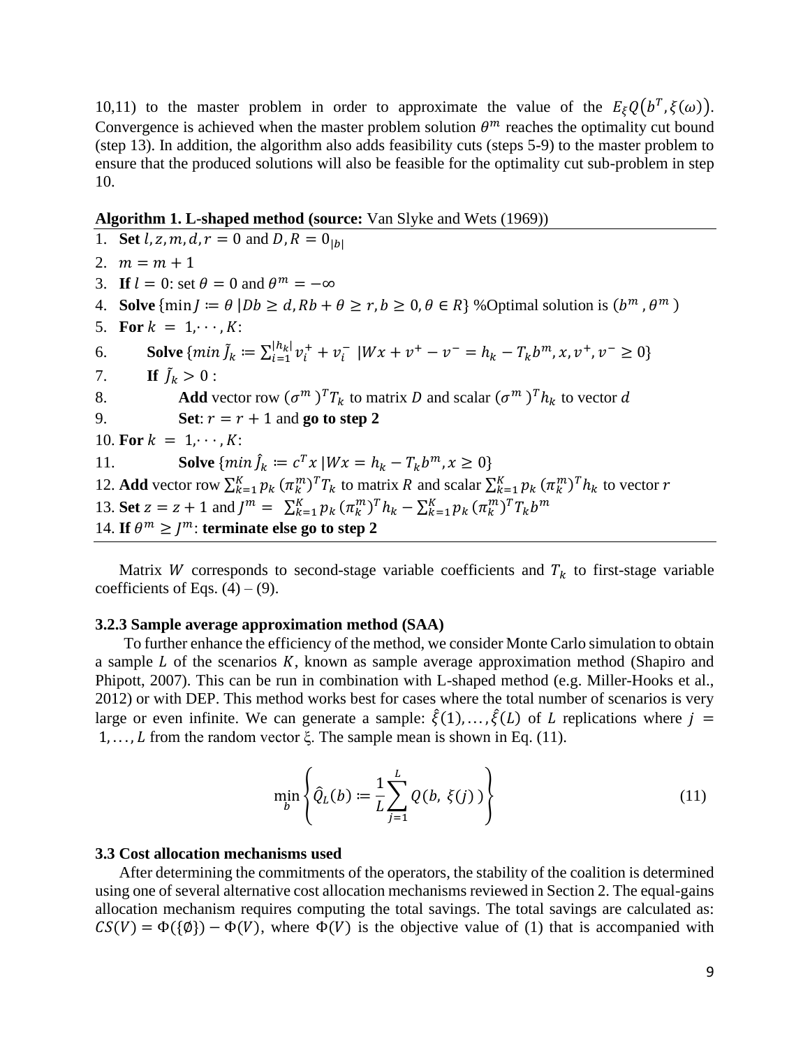10,11) to the master problem in order to approximate the value of the $E_{\xi}Q\big(b^T, \xi(\omega)\big)$. Convergence is achieved when the master problem solution $\theta^m$ reaches the optimality cut bound (step 13). In addition, the algorithm also adds feasibility cuts (steps 5-9) to the master problem to ensure that the produced solutions will also be feasible for the optimality cut sub-problem in step 10.

**Algorithm 1. L-shaped method (source:** Van Slyke and Wets (1969))

1. **Set** $l, z, m, d, r = 0$ and $D, R = 0_{|b|}$
2. $m = m + 1$
3. **If** $l = 0$: set $\theta = 0$ and $\theta^m = -\infty$
4. **Solve** $\{\min J \coloneqq \theta \mid Db \geq d, Rb + \theta \geq r, b \geq 0, \theta \in R\}$ %Optimal solution is $(b^m, \theta^m)$
5. **For** $k = 1, \cdots, K$:
6. &nbsp;&nbsp;&nbsp;&nbsp;**Solve** $\{min\ \tilde{J}_k \coloneqq \sum_{i=1}^{|h_k|} v_i^+ + v_i^- \ \mid Wx + v^+ - v^- = h_k - T_k b^m, x, v^+, v^- \geq 0\}$
7. &nbsp;&nbsp;&nbsp;&nbsp;**If** $\tilde{J}_k > 0$ :
8. &nbsp;&nbsp;&nbsp;&nbsp;&nbsp;&nbsp;&nbsp;&nbsp;**Add** vector row $(\sigma^m)^T T_k$ to matrix $D$ and scalar $(\sigma^m)^T h_k$ to vector $d$
9. &nbsp;&nbsp;&nbsp;&nbsp;&nbsp;&nbsp;&nbsp;&nbsp;**Set**: $r = r + 1$ and **go to step 2**
10. **For** $k = 1, \cdots, K$:
11. &nbsp;&nbsp;&nbsp;&nbsp;&nbsp;&nbsp;&nbsp;&nbsp;**Solve** $\{min\ \hat{J}_k \coloneqq c^T x \mid Wx = h_k - T_k b^m, x \geq 0\}$
12. **Add** vector row $\sum_{k=1}^{K} p_k\, (\pi_k^m)^T T_k$ to matrix $R$ and scalar $\sum_{k=1}^{K} p_k\, (\pi_k^m)^T h_k$ to vector $r$
13. **Set** $z = z + 1$ and $J^m = \sum_{k=1}^{K} p_k\, (\pi_k^m)^T h_k - \sum_{k=1}^{K} p_k\, (\pi_k^m)^T T_k b^m$
14. **If** $\theta^m \geq J^m$: **terminate else go to step 2**

Matrix $W$ corresponds to second-stage variable coefficients and $T_k$ to first-stage variable coefficients of Eqs. (4) – (9).

### 3.2.3 Sample average approximation method (SAA)

To further enhance the efficiency of the method, we consider Monte Carlo simulation to obtain a sample $L$ of the scenarios $K$, known as sample average approximation method (Shapiro and Phipott, 2007). This can be run in combination with L-shaped method (e.g. Miller-Hooks et al., 2012) or with DEP. This method works best for cases where the total number of scenarios is very large or even infinite. We can generate a sample: $\hat{\xi}(1), \ldots, \hat{\xi}(L)$ of $L$ replications where $j = 1, \ldots, L$ from the random vector $\xi$. The sample mean is shown in Eq. (11).

$$\min_b \left\{ \hat{Q}_L(b) \coloneqq \frac{1}{L} \sum_{j=1}^{L} Q(b,\ \xi(j)) \right\} \tag{11}$$

### 3.3 Cost allocation mechanisms used

After determining the commitments of the operators, the stability of the coalition is determined using one of several alternative cost allocation mechanisms reviewed in Section 2. The equal-gains allocation mechanism requires computing the total savings. The total savings are calculated as: $CS(V) = \Phi(\{\emptyset\}) - \Phi(V)$, where $\Phi(V)$ is the objective value of (1) that is accompanied with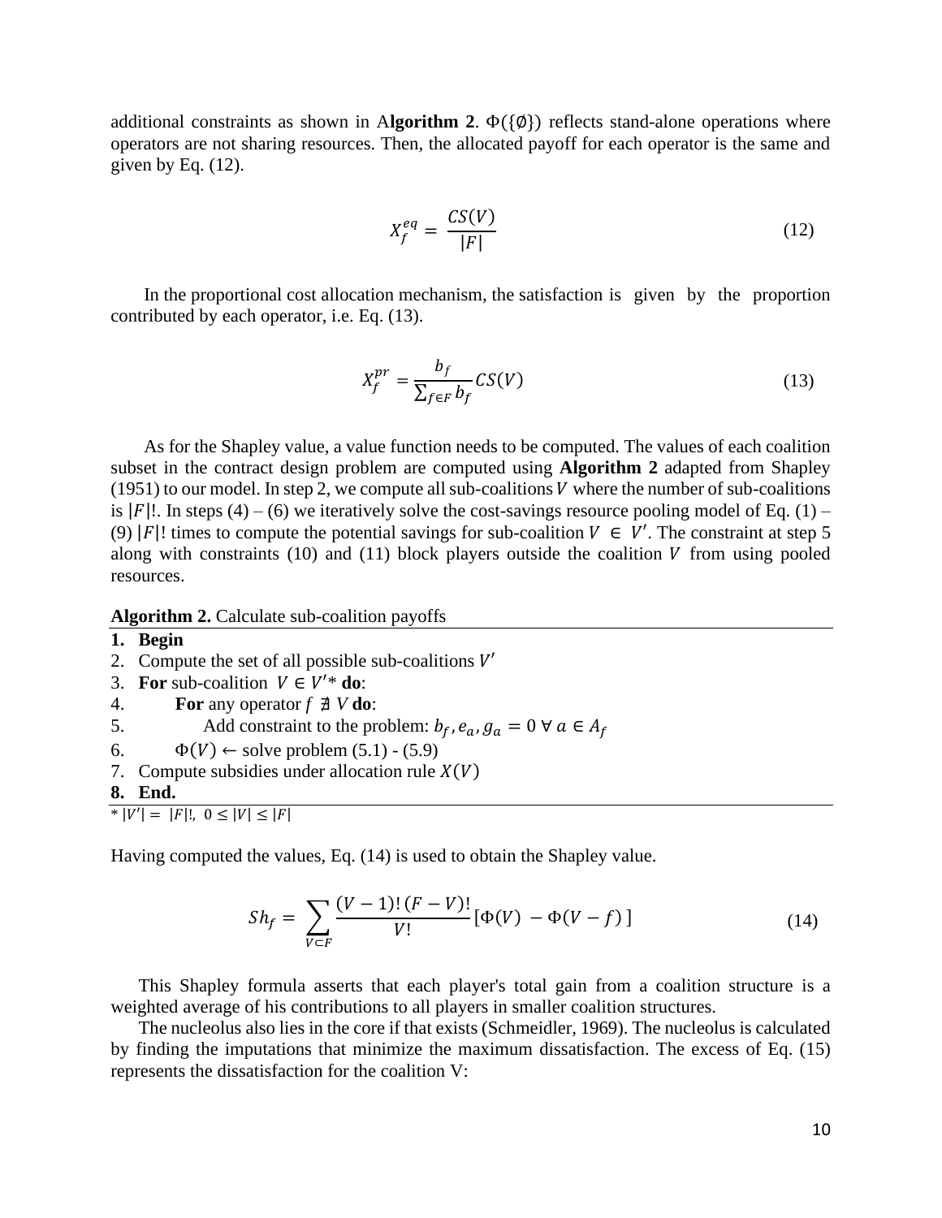additional constraints as shown in **Algorithm 2**. $\Phi(\{\emptyset\})$ reflects stand-alone operations where operators are not sharing resources. Then, the allocated payoff for each operator is the same and given by Eq. (12).

$$X_f^{eq} = \frac{CS(V)}{|F|} \tag{12}$$

In the proportional cost allocation mechanism, the satisfaction is given by the proportion contributed by each operator, i.e. Eq. (13).

$$X_f^{pr} = \frac{b_f}{\sum_{f \in F} b_f} CS(V) \tag{13}$$

As for the Shapley value, a value function needs to be computed. The values of each coalition subset in the contract design problem are computed using **Algorithm 2** adapted from Shapley (1951) to our model. In step 2, we compute all sub-coalitions $V$ where the number of sub-coalitions is $|F|!$. In steps (4) – (6) we iteratively solve the cost-savings resource pooling model of Eq. (1) – (9) $|F|!$ times to compute the potential savings for sub-coalition $V \in V'$. The constraint at step 5 along with constraints (10) and (11) block players outside the coalition $V$ from using pooled resources.

**Algorithm 2.** Calculate sub-coalition payoffs

1. **Begin**
2. Compute the set of all possible sub-coalitions $V'$
3. **For** sub-coalition $V \in V'$* **do**:
4. **For** any operator $f \nexists V$ **do**:
5. Add constraint to the problem: $b_f, e_a, g_a = 0 \; \forall \, a \in A_f$
6. $\Phi(V) \leftarrow$ solve problem (5.1) - (5.9)
7. Compute subsidies under allocation rule $X(V)$
8. **End.**

\* $|V'| = |F|!, \; 0 \leq |V| \leq |F|$

Having computed the values, Eq. (14) is used to obtain the Shapley value.

$$Sh_f = \sum_{V \subset F} \frac{(V-1)!\,(F-V)!}{V!} \left[ \Phi(V) - \Phi(V-f) \right] \tag{14}$$

This Shapley formula asserts that each player's total gain from a coalition structure is a weighted average of his contributions to all players in smaller coalition structures.

The nucleolus also lies in the core if that exists (Schmeidler, 1969). The nucleolus is calculated by finding the imputations that minimize the maximum dissatisfaction. The excess of Eq. (15) represents the dissatisfaction for the coalition V: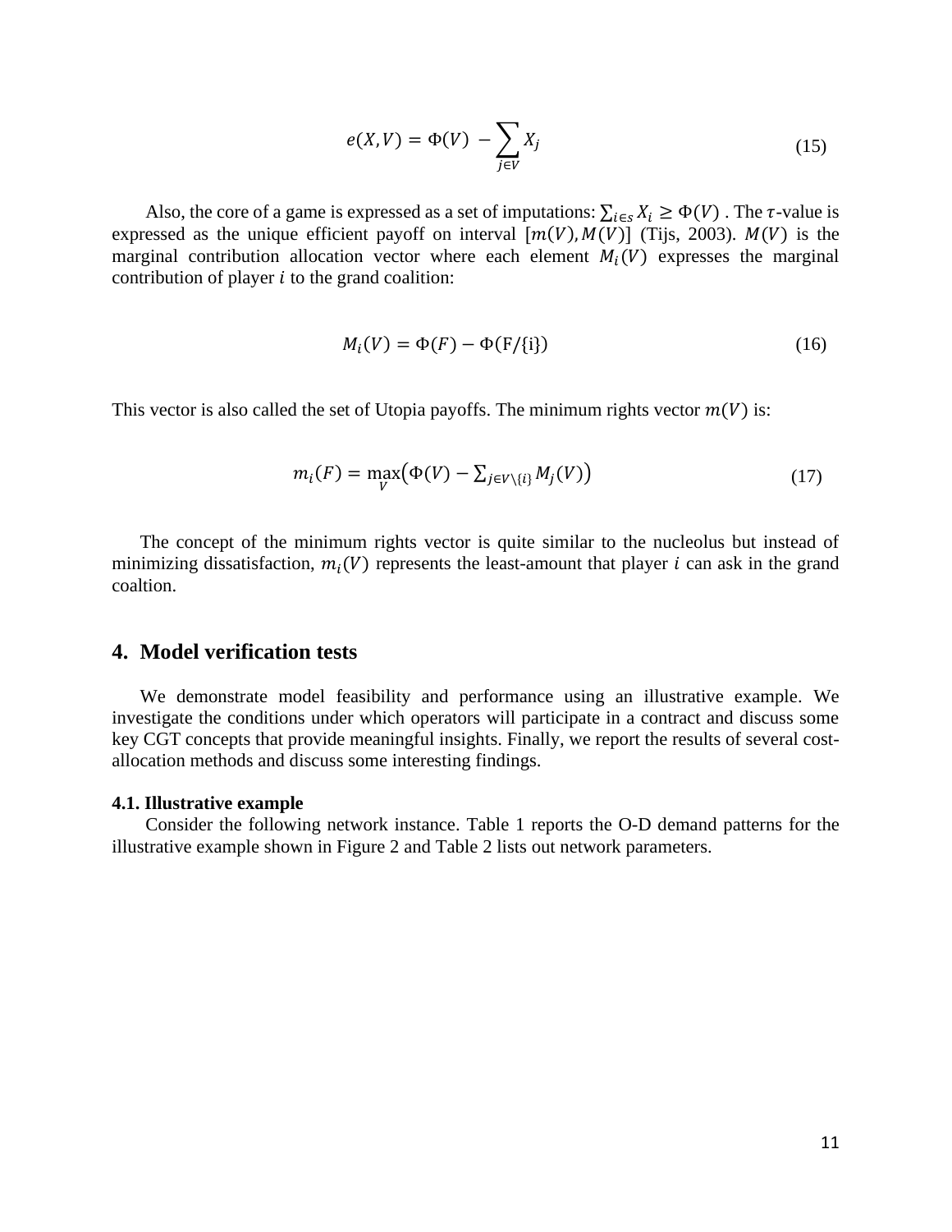$$e(X, V) = \Phi(V) - \sum_{j \in V} X_j \tag{15}$$

Also, the core of a game is expressed as a set of imputations: $\sum_{i \in s} X_i \geq \Phi(V)$ . The $\tau$-value is expressed as the unique efficient payoff on interval $[m(V), M(V)]$ (Tijs, 2003). $M(V)$ is the marginal contribution allocation vector where each element $M_i(V)$ expresses the marginal contribution of player $i$ to the grand coalition:

$$M_i(V) = \Phi(F) - \Phi(\mathrm{F}/\{\mathrm{i}\}) \tag{16}$$

This vector is also called the set of Utopia payoffs. The minimum rights vector $m(V)$ is:

$$m_i(F) = \max_{V} \left( \Phi(V) - \sum_{j \in V \setminus \{i\}} M_j(V) \right) \tag{17}$$

The concept of the minimum rights vector is quite similar to the nucleolus but instead of minimizing dissatisfaction, $m_i(V)$ represents the least-amount that player $i$ can ask in the grand coaltion.

## 4. Model verification tests

We demonstrate model feasibility and performance using an illustrative example. We investigate the conditions under which operators will participate in a contract and discuss some key CGT concepts that provide meaningful insights. Finally, we report the results of several cost-allocation methods and discuss some interesting findings.

### 4.1. Illustrative example

Consider the following network instance. Table 1 reports the O-D demand patterns for the illustrative example shown in Figure 2 and Table 2 lists out network parameters.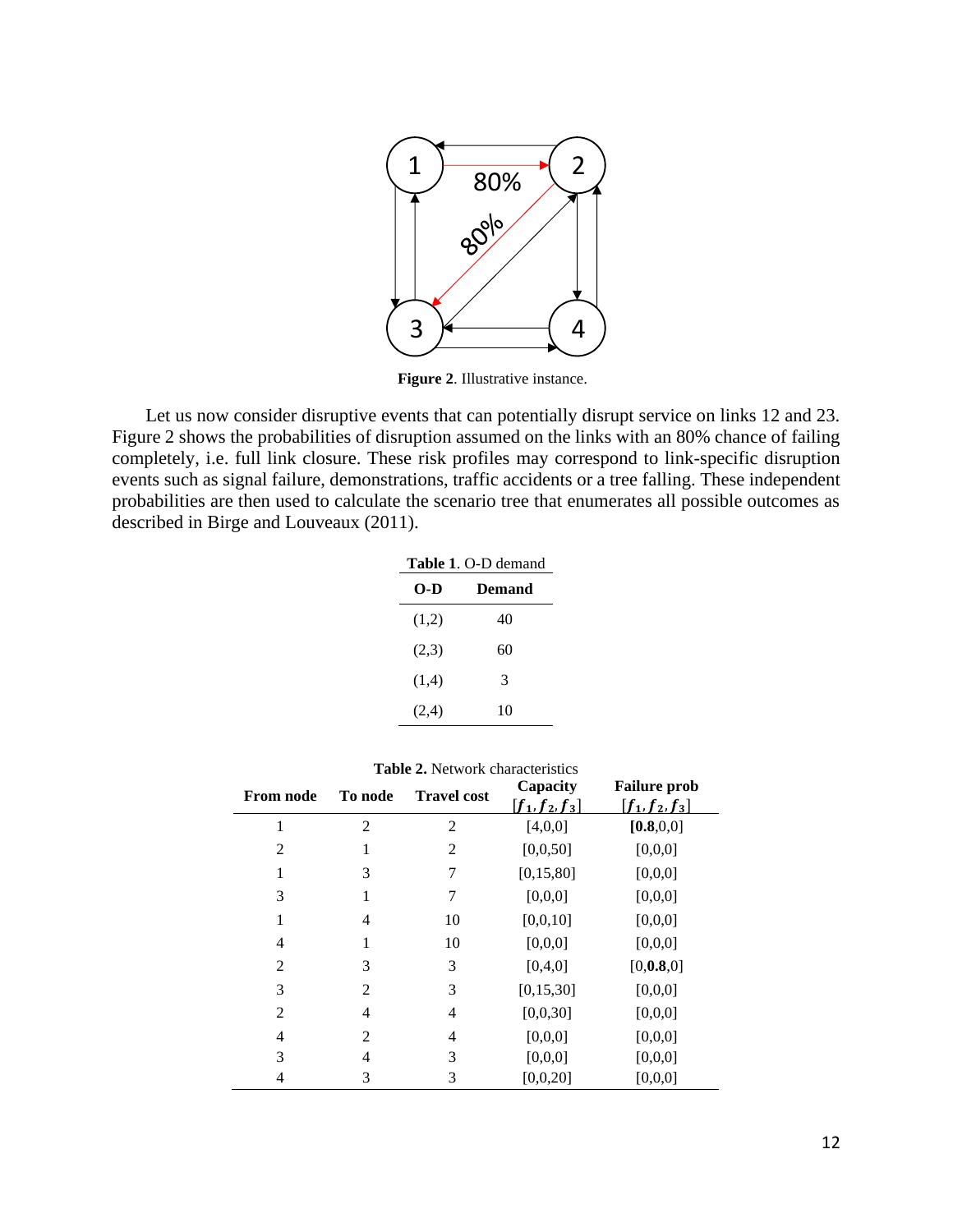**Figure 2**. Illustrative instance.

Let us now consider disruptive events that can potentially disrupt service on links 12 and 23. Figure 2 shows the probabilities of disruption assumed on the links with an 80% chance of failing completely, i.e. full link closure. These risk profiles may correspond to link-specific disruption events such as signal failure, demonstrations, traffic accidents or a tree falling. These independent probabilities are then used to calculate the scenario tree that enumerates all possible outcomes as described in Birge and Louveaux (2011).

**Table 1**. O-D demand

| O-D | Demand |
|---|---|
| (1,2) | 40 |
| (2,3) | 60 |
| (1,4) | 3 |
| (2,4) | 10 |

**Table 2.** Network characteristics

| From node | To node | Travel cost | Capacity $[f_1, f_2, f_3]$ | Failure prob $[f_1, f_2, f_3]$ |
|---|---|---|---|---|
| 1 | 2 | 2 | [4,0,0] | [**0.8**,0,0] |
| 2 | 1 | 2 | [0,0,50] | [0,0,0] |
| 1 | 3 | 7 | [0,15,80] | [0,0,0] |
| 3 | 1 | 7 | [0,0,0] | [0,0,0] |
| 1 | 4 | 10 | [0,0,10] | [0,0,0] |
| 4 | 1 | 10 | [0,0,0] | [0,0,0] |
| 2 | 3 | 3 | [0,4,0] | [0,**0.8**,0] |
| 3 | 2 | 3 | [0,15,30] | [0,0,0] |
| 2 | 4 | 4 | [0,0,30] | [0,0,0] |
| 4 | 2 | 4 | [0,0,0] | [0,0,0] |
| 3 | 4 | 3 | [0,0,0] | [0,0,0] |
| 4 | 3 | 3 | [0,0,20] | [0,0,0] |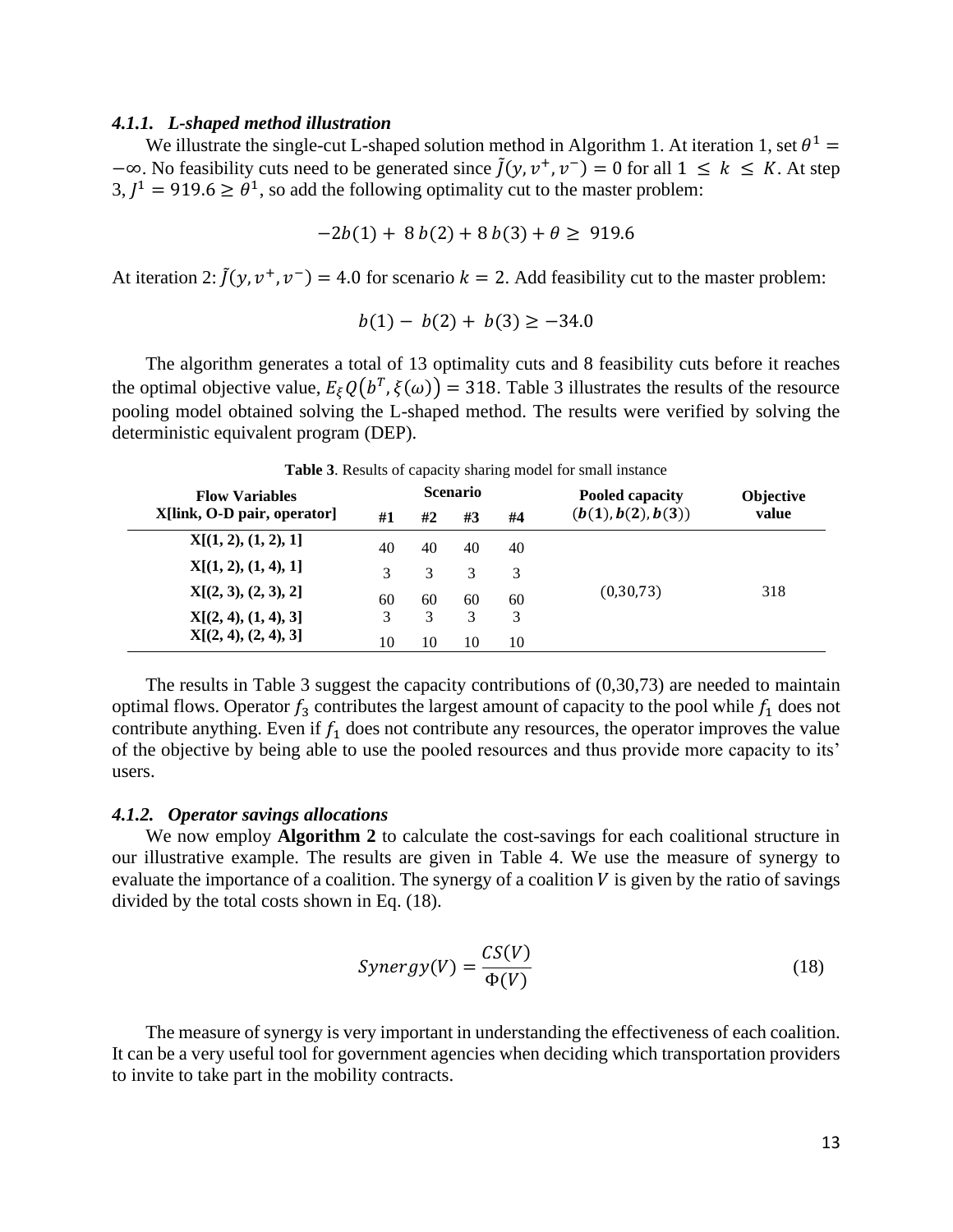#### 4.1.1. *L-shaped method illustration*

We illustrate the single-cut L-shaped solution method in Algorithm 1. At iteration 1, set $\theta^1 = -\infty$. No feasibility cuts need to be generated since $\tilde{J}(y, v^+, v^-) = 0$ for all $1 \leq k \leq K$. At step 3, $J^1 = 919.6 \geq \theta^1$, so add the following optimality cut to the master problem:

$$-2b(1) + 8\, b(2) + 8\, b(3) + \theta \geq 919.6$$

At iteration 2: $\tilde{J}(y, v^+, v^-) = 4.0$ for scenario $k = 2$. Add feasibility cut to the master problem:

$$b(1) - b(2) + b(3) \geq -34.0$$

The algorithm generates a total of 13 optimality cuts and 8 feasibility cuts before it reaches the optimal objective value, $E_\xi Q\left(b^T, \xi(\omega)\right) = 318$. Table 3 illustrates the results of the resource pooling model obtained solving the L-shaped method. The results were verified by solving the deterministic equivalent program (DEP).

**Table 3**. Results of capacity sharing model for small instance

| Flow Variables X[link, O-D pair, operator] | Scenario | | | | Pooled capacity $(\boldsymbol{b}(\mathbf{1}), \boldsymbol{b}(\mathbf{2}), \boldsymbol{b}(\mathbf{3}))$ | Objective value |
|---|---|---|---|---|---|---|
| | #1 | #2 | #3 | #4 | | |
| X[(1, 2), (1, 2), 1] | 40 | 40 | 40 | 40 | | |
| X[(1, 2), (1, 4), 1] | 3 | 3 | 3 | 3 | | |
| X[(2, 3), (2, 3), 2] | 60 | 60 | 60 | 60 | (0,30,73) | 318 |
| X[(2, 4), (1, 4), 3] | 3 | 3 | 3 | 3 | | |
| X[(2, 4), (2, 4), 3] | 10 | 10 | 10 | 10 | | |

The results in Table 3 suggest the capacity contributions of (0,30,73) are needed to maintain optimal flows. Operator $f_3$ contributes the largest amount of capacity to the pool while $f_1$ does not contribute anything. Even if $f_1$ does not contribute any resources, the operator improves the value of the objective by being able to use the pooled resources and thus provide more capacity to its' users.

#### 4.1.2. *Operator savings allocations*

We now employ **Algorithm 2** to calculate the cost-savings for each coalitional structure in our illustrative example. The results are given in Table 4. We use the measure of synergy to evaluate the importance of a coalition. The synergy of a coalition $V$ is given by the ratio of savings divided by the total costs shown in Eq. (18).

$$Synergy(V) = \frac{CS(V)}{\Phi(V)} \tag{18}$$

The measure of synergy is very important in understanding the effectiveness of each coalition. It can be a very useful tool for government agencies when deciding which transportation providers to invite to take part in the mobility contracts.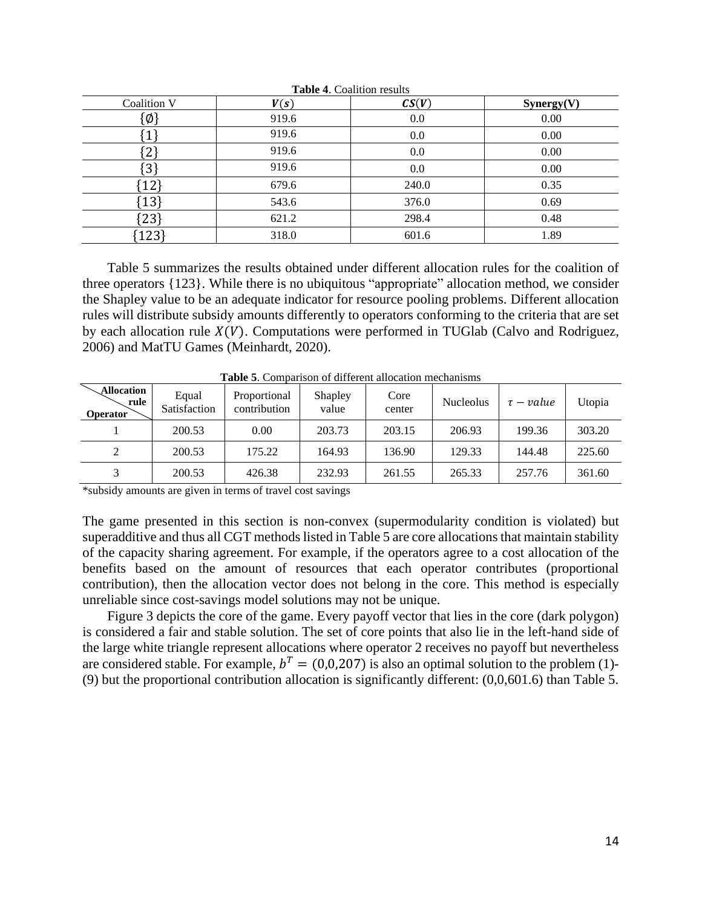**Table 4**. Coalition results

| Coalition V | $V(s)$ | $CS(V)$ | Synergy(V) |
|---|---|---|---|
| $\{\emptyset\}$ | 919.6 | 0.0 | 0.00 |
| $\{1\}$ | 919.6 | 0.0 | 0.00 |
| $\{2\}$ | 919.6 | 0.0 | 0.00 |
| $\{3\}$ | 919.6 | 0.0 | 0.00 |
| $\{12\}$ | 679.6 | 240.0 | 0.35 |
| $\{13\}$ | 543.6 | 376.0 | 0.69 |
| $\{23\}$ | 621.2 | 298.4 | 0.48 |
| $\{123\}$ | 318.0 | 601.6 | 1.89 |

Table 5 summarizes the results obtained under different allocation rules for the coalition of three operators $\{123\}$. While there is no ubiquitous "appropriate" allocation method, we consider the Shapley value to be an adequate indicator for resource pooling problems. Different allocation rules will distribute subsidy amounts differently to operators conforming to the criteria that are set by each allocation rule $X(V)$. Computations were performed in TUGlab (Calvo and Rodriguez, 2006) and MatTU Games (Meinhardt, 2020).

**Table 5**. Comparison of different allocation mechanisms

| Allocation rule / Operator | Equal Satisfaction | Proportional contribution | Shapley value | Core center | Nucleolus | $\tau - value$ | Utopia |
|---|---|---|---|---|---|---|---|
| 1 | 200.53 | 0.00 | 203.73 | 203.15 | 206.93 | 199.36 | 303.20 |
| 2 | 200.53 | 175.22 | 164.93 | 136.90 | 129.33 | 144.48 | 225.60 |
| 3 | 200.53 | 426.38 | 232.93 | 261.55 | 265.33 | 257.76 | 361.60 |

*subsidy amounts are given in terms of travel cost savings

The game presented in this section is non-convex (supermodularity condition is violated) but superadditive and thus all CGT methods listed in Table 5 are core allocations that maintain stability of the capacity sharing agreement. For example, if the operators agree to a cost allocation of the benefits based on the amount of resources that each operator contributes (proportional contribution), then the allocation vector does not belong in the core. This method is especially unreliable since cost-savings model solutions may not be unique.

Figure 3 depicts the core of the game. Every payoff vector that lies in the core (dark polygon) is considered a fair and stable solution. The set of core points that also lie in the left-hand side of the large white triangle represent allocations where operator 2 receives no payoff but nevertheless are considered stable. For example, $b^T = (0,0,207)$ is also an optimal solution to the problem (1)-(9) but the proportional contribution allocation is significantly different: (0,0,601.6) than Table 5.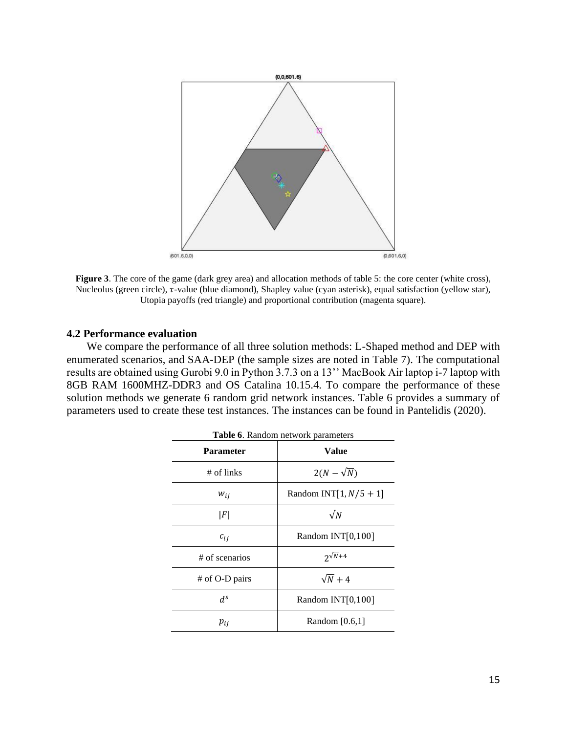**Figure 3**. The core of the game (dark grey area) and allocation methods of table 5: the core center (white cross), Nucleolus (green circle), $\tau$-value (blue diamond), Shapley value (cyan asterisk), equal satisfaction (yellow star), Utopia payoffs (red triangle) and proportional contribution (magenta square).

### 4.2 Performance evaluation

We compare the performance of all three solution methods: L-Shaped method and DEP with enumerated scenarios, and SAA-DEP (the sample sizes are noted in Table 7). The computational results are obtained using Gurobi 9.0 in Python 3.7.3 on a 13'' MacBook Air laptop i-7 laptop with 8GB RAM 1600MHZ-DDR3 and OS Catalina 10.15.4. To compare the performance of these solution methods we generate 6 random grid network instances. Table 6 provides a summary of parameters used to create these test instances. The instances can be found in Pantelidis (2020).

**Table 6**. Random network parameters

| Parameter | Value |
|---|---|
| # of links | $2(N - \sqrt{N})$ |
| $w_{ij}$ | Random INT$[1, N/5 + 1]$ |
| $\lvert F \rvert$ | $\sqrt{N}$ |
| $c_{ij}$ | Random INT[0,100] |
| # of scenarios | $2^{\sqrt{N}+4}$ |
| # of O-D pairs | $\sqrt{N} + 4$ |
| $d^s$ | Random INT[0,100] |
| $p_{ij}$ | Random [0.6,1] |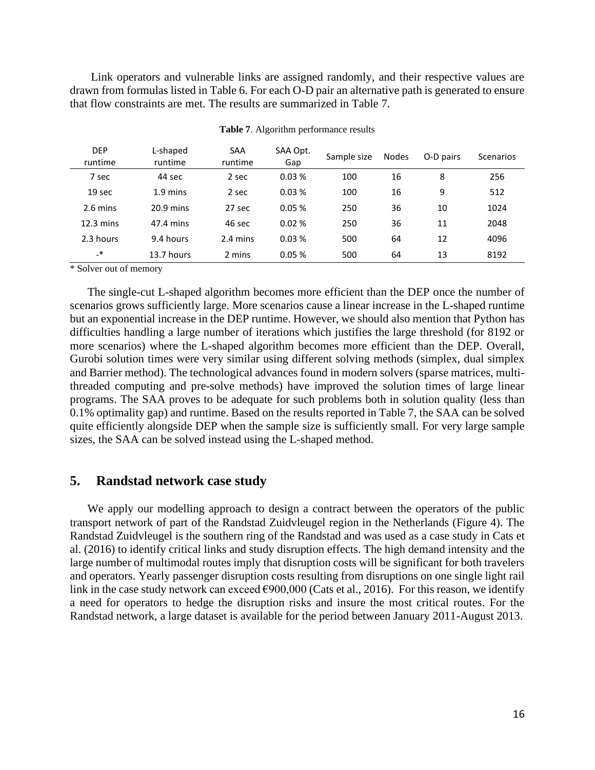Link operators and vulnerable links are assigned randomly, and their respective values are drawn from formulas listed in Table 6. For each O-D pair an alternative path is generated to ensure that flow constraints are met. The results are summarized in Table 7.

**Table 7**. Algorithm performance results

| DEP runtime | L-shaped runtime | SAA runtime | SAA Opt. Gap | Sample size | Nodes | O-D pairs | Scenarios |
|---|---|---|---|---|---|---|---|
| 7 sec | 44 sec | 2 sec | 0.03 % | 100 | 16 | 8 | 256 |
| 19 sec | 1.9 mins | 2 sec | 0.03 % | 100 | 16 | 9 | 512 |
| 2.6 mins | 20.9 mins | 27 sec | 0.05 % | 250 | 36 | 10 | 1024 |
| 12.3 mins | 47.4 mins | 46 sec | 0.02 % | 250 | 36 | 11 | 2048 |
| 2.3 hours | 9.4 hours | 2.4 mins | 0.03 % | 500 | 64 | 12 | 4096 |
| -* | 13.7 hours | 2 mins | 0.05 % | 500 | 64 | 13 | 8192 |

\* Solver out of memory

The single-cut L-shaped algorithm becomes more efficient than the DEP once the number of scenarios grows sufficiently large. More scenarios cause a linear increase in the L-shaped runtime but an exponential increase in the DEP runtime. However, we should also mention that Python has difficulties handling a large number of iterations which justifies the large threshold (for 8192 or more scenarios) where the L-shaped algorithm becomes more efficient than the DEP. Overall, Gurobi solution times were very similar using different solving methods (simplex, dual simplex and Barrier method). The technological advances found in modern solvers (sparse matrices, multi-threaded computing and pre-solve methods) have improved the solution times of large linear programs. The SAA proves to be adequate for such problems both in solution quality (less than 0.1% optimality gap) and runtime. Based on the results reported in Table 7, the SAA can be solved quite efficiently alongside DEP when the sample size is sufficiently small. For very large sample sizes, the SAA can be solved instead using the L-shaped method.

## 5. Randstad network case study

We apply our modelling approach to design a contract between the operators of the public transport network of part of the Randstad Zuidvleugel region in the Netherlands (Figure 4). The Randstad Zuidvleugel is the southern ring of the Randstad and was used as a case study in Cats et al. (2016) to identify critical links and study disruption effects. The high demand intensity and the large number of multimodal routes imply that disruption costs will be significant for both travelers and operators. Yearly passenger disruption costs resulting from disruptions on one single light rail link in the case study network can exceed €900,000 (Cats et al., 2016). For this reason, we identify a need for operators to hedge the disruption risks and insure the most critical routes. For the Randstad network, a large dataset is available for the period between January 2011-August 2013.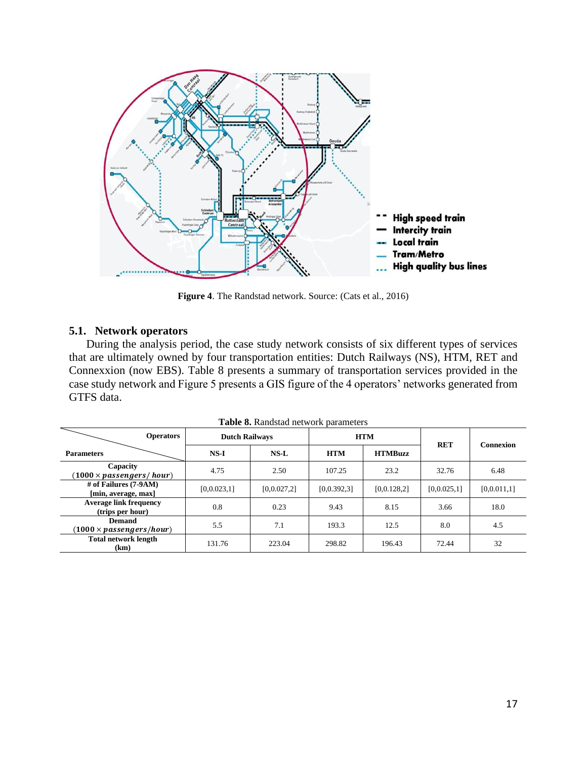Figure 4. The Randstad network. Source: (Cats et al., 2016)

## 5.1. Network operators

During the analysis period, the case study network consists of six different types of services that are ultimately owned by four transportation entities: Dutch Railways (NS), HTM, RET and Connexxion (now EBS). Table 8 presents a summary of transportation services provided in the case study network and Figure 5 presents a GIS figure of the 4 operators' networks generated from GTFS data.

**Table 8.** Randstad network parameters

| Parameters \ Operators | Dutch Railways | | HTM | | RET | Connexion |
|---|---|---|---|---|---|---|
| | NS-I | NS-L | HTM | HTMBuzz | | |
| Capacity ($1000 \times passengers/\ hour$) | 4.75 | 2.50 | 107.25 | 23.2 | 32.76 | 6.48 |
| # of Failures (7-9AM) [min, average, max] | [0,0.023,1] | [0,0.027,2] | [0,0.392,3] | [0,0.128,2] | [0,0.025,1] | [0,0.011,1] |
| Average link frequency (trips per hour) | 0.8 | 0.23 | 9.43 | 8.15 | 3.66 | 18.0 |
| Demand ($1000 \times passengers/hour$) | 5.5 | 7.1 | 193.3 | 12.5 | 8.0 | 4.5 |
| Total network length (km) | 131.76 | 223.04 | 298.82 | 196.43 | 72.44 | 32 |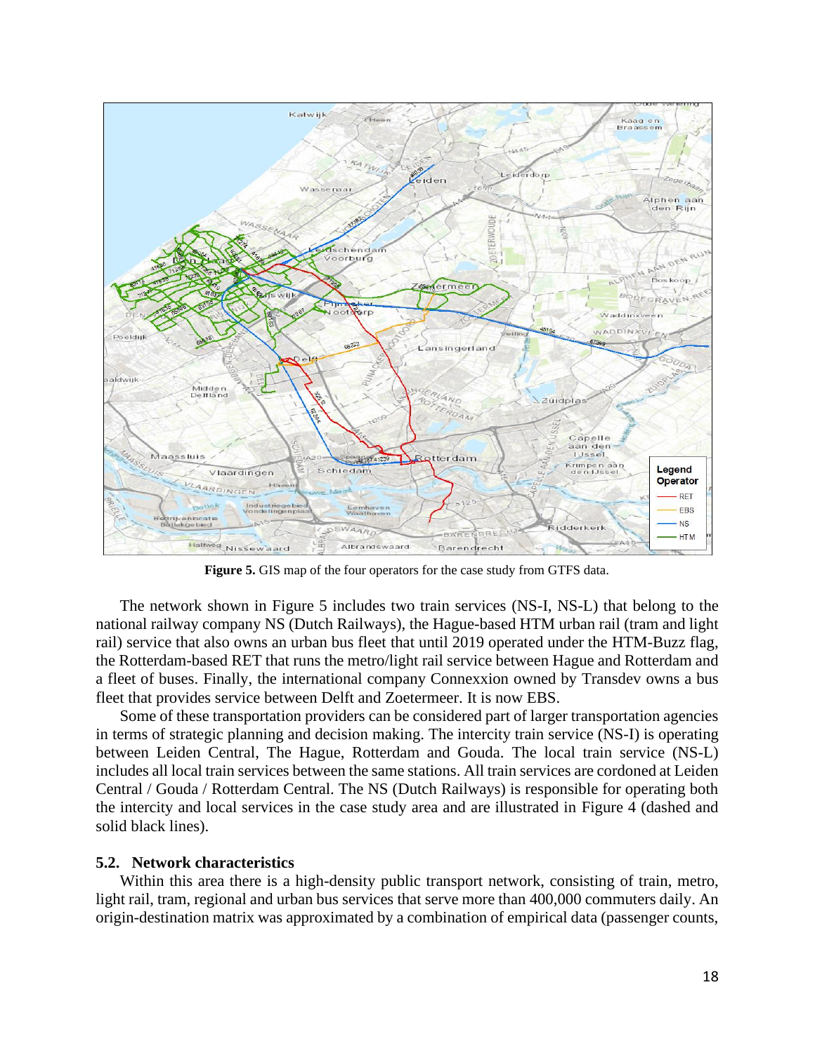**Figure 5.** GIS map of the four operators for the case study from GTFS data.

The network shown in Figure 5 includes two train services (NS-I, NS-L) that belong to the national railway company NS (Dutch Railways), the Hague-based HTM urban rail (tram and light rail) service that also owns an urban bus fleet that until 2019 operated under the HTM-Buzz flag, the Rotterdam-based RET that runs the metro/light rail service between Hague and Rotterdam and a fleet of buses. Finally, the international company Connexxion owned by Transdev owns a bus fleet that provides service between Delft and Zoetermeer. It is now EBS.

Some of these transportation providers can be considered part of larger transportation agencies in terms of strategic planning and decision making. The intercity train service (NS-I) is operating between Leiden Central, The Hague, Rotterdam and Gouda. The local train service (NS-L) includes all local train services between the same stations. All train services are cordoned at Leiden Central / Gouda / Rotterdam Central. The NS (Dutch Railways) is responsible for operating both the intercity and local services in the case study area and are illustrated in Figure 4 (dashed and solid black lines).

### 5.2. Network characteristics

Within this area there is a high-density public transport network, consisting of train, metro, light rail, tram, regional and urban bus services that serve more than 400,000 commuters daily. An origin-destination matrix was approximated by a combination of empirical data (passenger counts,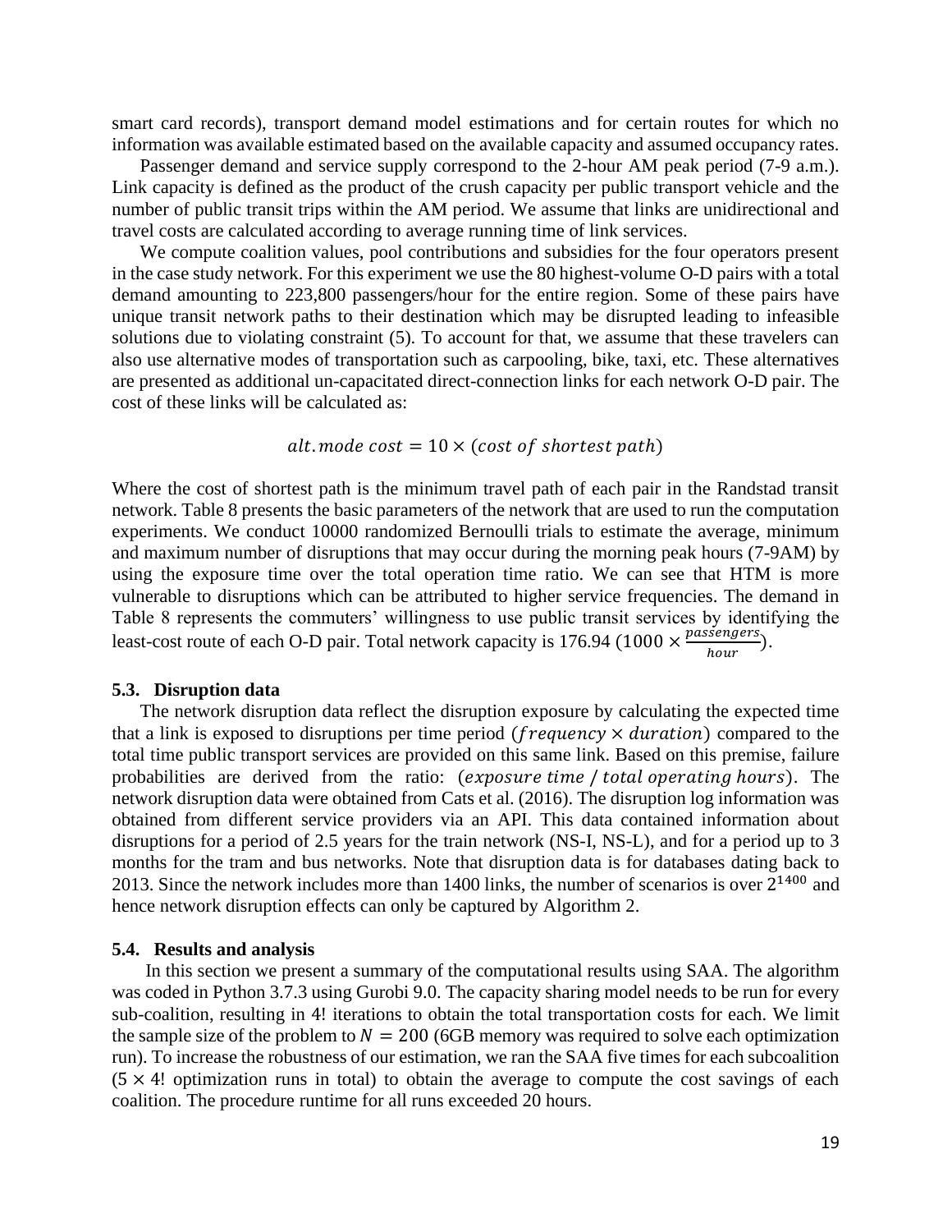smart card records), transport demand model estimations and for certain routes for which no information was available estimated based on the available capacity and assumed occupancy rates.

Passenger demand and service supply correspond to the 2-hour AM peak period (7-9 a.m.). Link capacity is defined as the product of the crush capacity per public transport vehicle and the number of public transit trips within the AM period. We assume that links are unidirectional and travel costs are calculated according to average running time of link services.

We compute coalition values, pool contributions and subsidies for the four operators present in the case study network. For this experiment we use the 80 highest-volume O-D pairs with a total demand amounting to 223,800 passengers/hour for the entire region. Some of these pairs have unique transit network paths to their destination which may be disrupted leading to infeasible solutions due to violating constraint (5). To account for that, we assume that these travelers can also use alternative modes of transportation such as carpooling, bike, taxi, etc. These alternatives are presented as additional un-capacitated direct-connection links for each network O-D pair. The cost of these links will be calculated as:

$$alt.mode\ cost = 10 \times (cost\ of\ shortest\ path)$$

Where the cost of shortest path is the minimum travel path of each pair in the Randstad transit network. Table 8 presents the basic parameters of the network that are used to run the computation experiments. We conduct 10000 randomized Bernoulli trials to estimate the average, minimum and maximum number of disruptions that may occur during the morning peak hours (7-9AM) by using the exposure time over the total operation time ratio. We can see that HTM is more vulnerable to disruptions which can be attributed to higher service frequencies. The demand in Table 8 represents the commuters' willingness to use public transit services by identifying the least-cost route of each O-D pair. Total network capacity is 176.94 ($1000 \times \frac{passengers}{hour}$).

### 5.3. Disruption data

The network disruption data reflect the disruption exposure by calculating the expected time that a link is exposed to disruptions per time period ($frequency \times duration$) compared to the total time public transport services are provided on this same link. Based on this premise, failure probabilities are derived from the ratio: ($exposure\ time\ /\ total\ operating\ hours$). The network disruption data were obtained from Cats et al. (2016). The disruption log information was obtained from different service providers via an API. This data contained information about disruptions for a period of 2.5 years for the train network (NS-I, NS-L), and for a period up to 3 months for the tram and bus networks. Note that disruption data is for databases dating back to 2013. Since the network includes more than 1400 links, the number of scenarios is over $2^{1400}$ and hence network disruption effects can only be captured by Algorithm 2.

### 5.4. Results and analysis

In this section we present a summary of the computational results using SAA. The algorithm was coded in Python 3.7.3 using Gurobi 9.0. The capacity sharing model needs to be run for every sub-coalition, resulting in 4! iterations to obtain the total transportation costs for each. We limit the sample size of the problem to $N = 200$ (6GB memory was required to solve each optimization run). To increase the robustness of our estimation, we ran the SAA five times for each subcoalition ($5 \times 4!$ optimization runs in total) to obtain the average to compute the cost savings of each coalition. The procedure runtime for all runs exceeded 20 hours.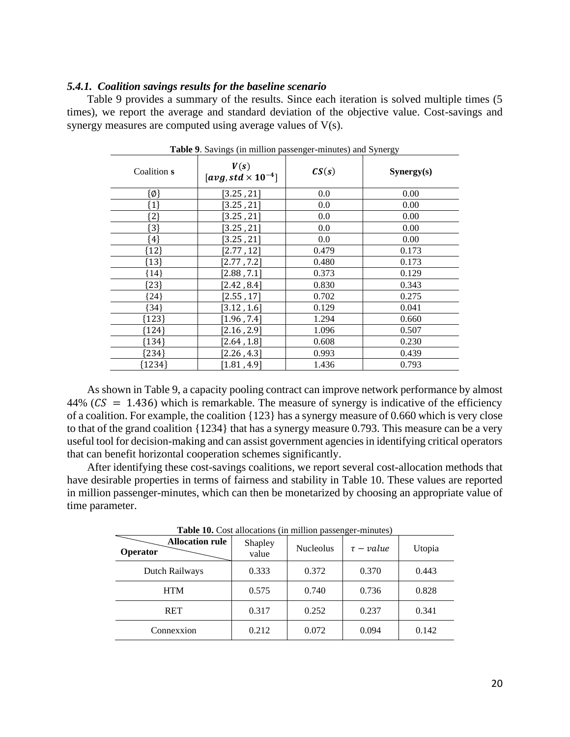#### *5.4.1. Coalition savings results for the baseline scenario*

Table 9 provides a summary of the results. Since each iteration is solved multiple times (5 times), we report the average and standard deviation of the objective value. Cost-savings and synergy measures are computed using average values of V(s).

**Table 9**. Savings (in million passenger-minutes) and Synergy

| Coalition **s** | $\boldsymbol{V(s)}$ $[\boldsymbol{avg, std \times 10^{-4}}]$ | $\boldsymbol{CS(s)}$ | **Synergy(s)** |
|---|---|---|---|
| {∅} | [3.25 , 21] | 0.0 | 0.00 |
| {1} | [3.25 , 21] | 0.0 | 0.00 |
| {2} | [3.25 , 21] | 0.0 | 0.00 |
| {3} | [3.25 , 21] | 0.0 | 0.00 |
| {4} | [3.25 , 21] | 0.0 | 0.00 |
| {12} | [2.77 , 12] | 0.479 | 0.173 |
| {13} | [2.77 , 7.2] | 0.480 | 0.173 |
| {14} | [2.88 , 7.1] | 0.373 | 0.129 |
| {23} | [2.42 , 8.4] | 0.830 | 0.343 |
| {24} | [2.55 , 17] | 0.702 | 0.275 |
| {34} | [3.12 , 1.6] | 0.129 | 0.041 |
| {123} | [1.96 , 7.4] | 1.294 | 0.660 |
| {124} | [2.16 , 2.9] | 1.096 | 0.507 |
| {134} | [2.64 , 1.8] | 0.608 | 0.230 |
| {234} | [2.26 , 4.3] | 0.993 | 0.439 |
| {1234} | [1.81 , 4.9] | 1.436 | 0.793 |

As shown in Table 9, a capacity pooling contract can improve network performance by almost 44% ($CS = 1.436$) which is remarkable. The measure of synergy is indicative of the efficiency of a coalition. For example, the coalition {123} has a synergy measure of 0.660 which is very close to that of the grand coalition {1234} that has a synergy measure 0.793. This measure can be a very useful tool for decision-making and can assist government agencies in identifying critical operators that can benefit horizontal cooperation schemes significantly.

After identifying these cost-savings coalitions, we report several cost-allocation methods that have desirable properties in terms of fairness and stability in Table 10. These values are reported in million passenger-minutes, which can then be monetarized by choosing an appropriate value of time parameter.

**Table 10.** Cost allocations (in million passenger-minutes)

| Operator \ Allocation rule | Shapley value | Nucleolus | $\tau - value$ | Utopia |
|---|---|---|---|---|
| Dutch Railways | 0.333 | 0.372 | 0.370 | 0.443 |
| HTM | 0.575 | 0.740 | 0.736 | 0.828 |
| RET | 0.317 | 0.252 | 0.237 | 0.341 |
| Connexxion | 0.212 | 0.072 | 0.094 | 0.142 |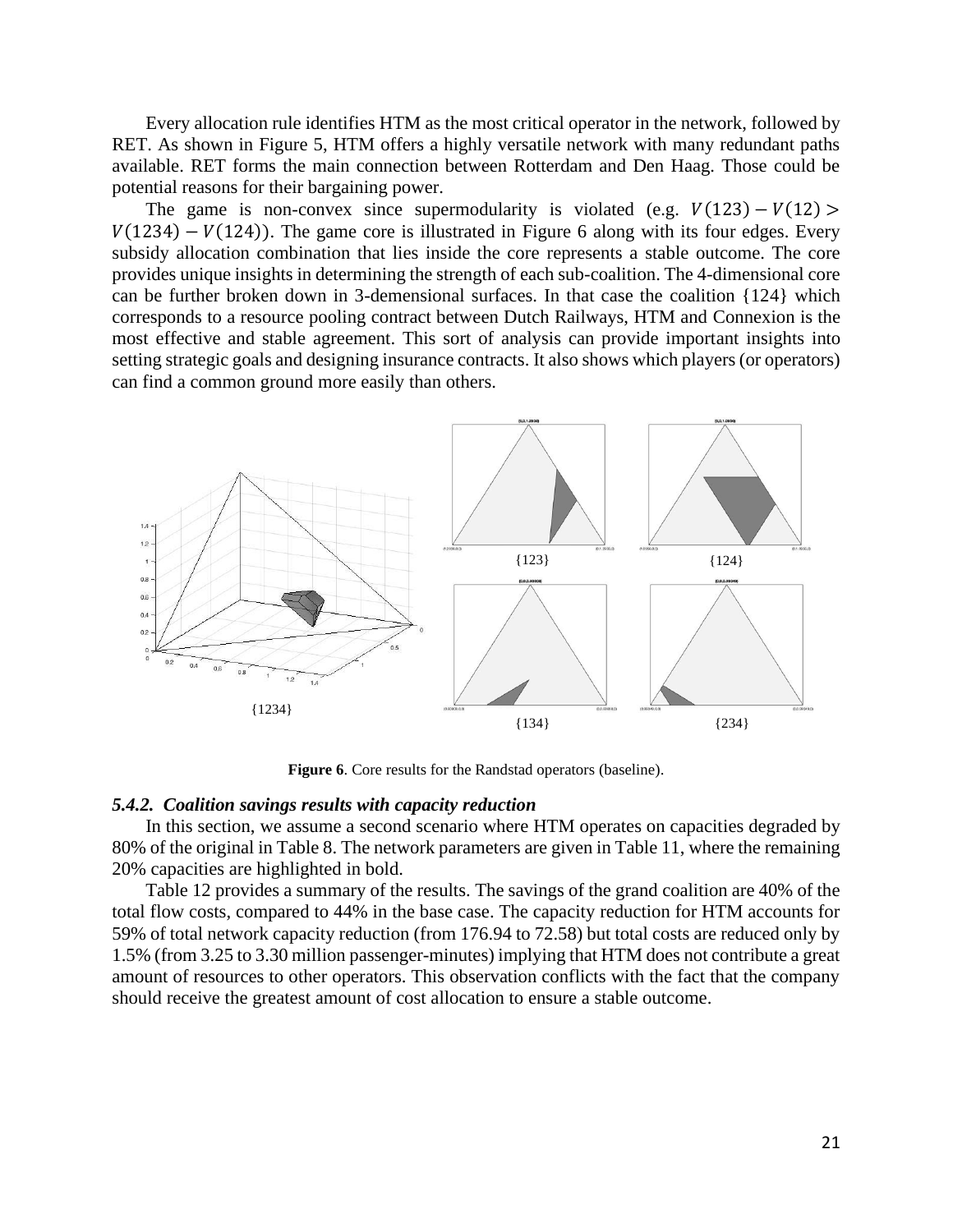Every allocation rule identifies HTM as the most critical operator in the network, followed by RET. As shown in Figure 5, HTM offers a highly versatile network with many redundant paths available. RET forms the main connection between Rotterdam and Den Haag. Those could be potential reasons for their bargaining power.

The game is non-convex since supermodularity is violated (e.g. $V(123) - V(12) > V(1234) - V(124)$). The game core is illustrated in Figure 6 along with its four edges. Every subsidy allocation combination that lies inside the core represents a stable outcome. The core provides unique insights in determining the strength of each sub-coalition. The 4-dimensional core can be further broken down in 3-demensional surfaces. In that case the coalition {124} which corresponds to a resource pooling contract between Dutch Railways, HTM and Connexion is the most effective and stable agreement. This sort of analysis can provide important insights into setting strategic goals and designing insurance contracts. It also shows which players (or operators) can find a common ground more easily than others.

{1234} {123} {124} {134} {234}

**Figure 6**. Core results for the Randstad operators (baseline).

### *5.4.2. Coalition savings results with capacity reduction*

In this section, we assume a second scenario where HTM operates on capacities degraded by 80% of the original in Table 8. The network parameters are given in Table 11, where the remaining 20% capacities are highlighted in bold.

Table 12 provides a summary of the results. The savings of the grand coalition are 40% of the total flow costs, compared to 44% in the base case. The capacity reduction for HTM accounts for 59% of total network capacity reduction (from 176.94 to 72.58) but total costs are reduced only by 1.5% (from 3.25 to 3.30 million passenger-minutes) implying that HTM does not contribute a great amount of resources to other operators. This observation conflicts with the fact that the company should receive the greatest amount of cost allocation to ensure a stable outcome.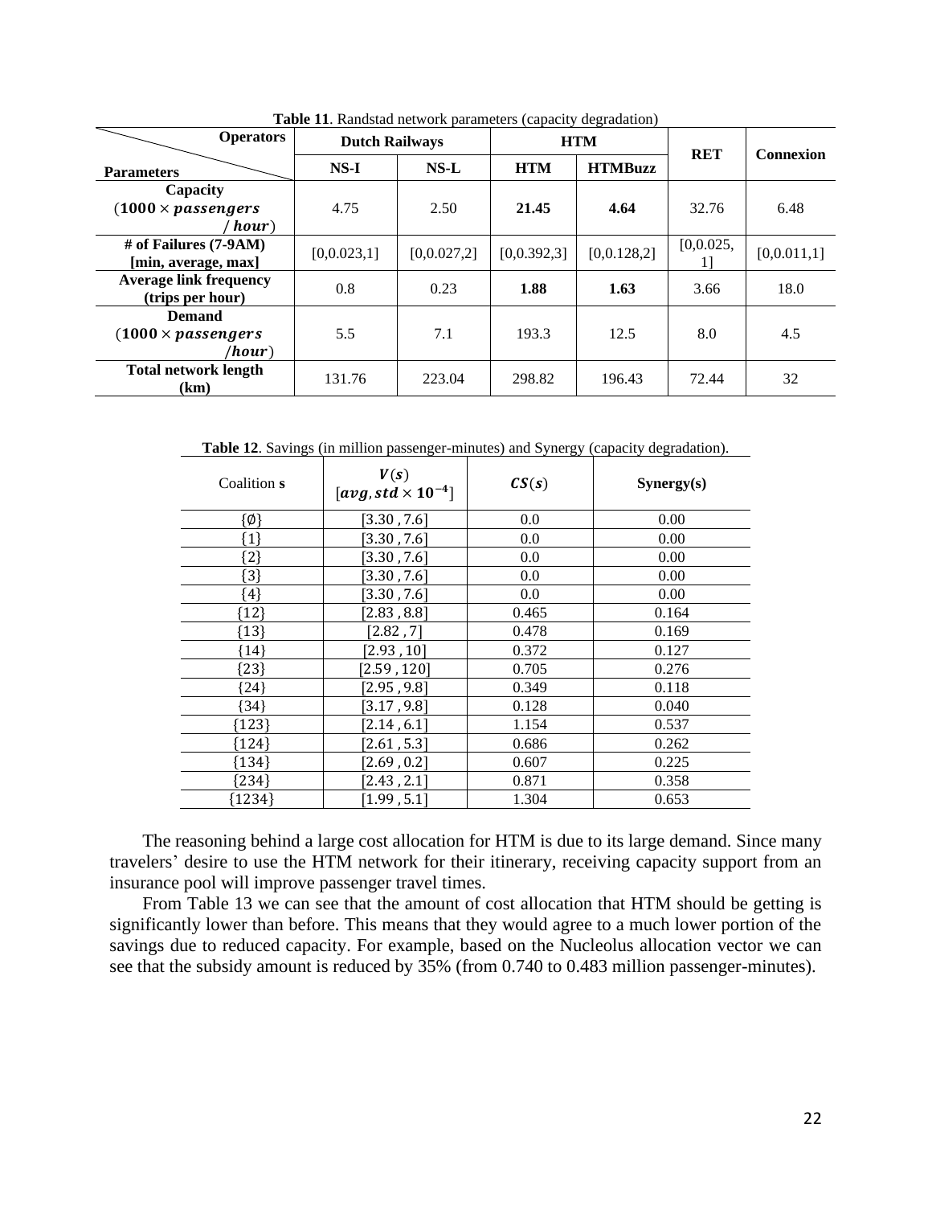**Table 11**. Randstad network parameters (capacity degradation)

| Parameters \ Operators | Dutch Railways | | HTM | | RET | Connexion |
|---|---|---|---|---|---|---|
| | NS-I | NS-L | HTM | HTMBuzz | | |
| **Capacity** $(\mathbf{1000 \times \textit{passengers} / \textit{hour}})$ | 4.75 | 2.50 | **21.45** | **4.64** | 32.76 | 6.48 |
| **# of Failures (7-9AM) [min, average, max]** | [0,0.023,1] | [0,0.027,2] | [0,0.392,3] | [0,0.128,2] | [0,0.025, 1] | [0,0.011,1] |
| **Average link frequency (trips per hour)** | 0.8 | 0.23 | **1.88** | **1.63** | 3.66 | 18.0 |
| **Demand** $(\mathbf{1000 \times \textit{passengers} / \textit{hour}})$ | 5.5 | 7.1 | 193.3 | 12.5 | 8.0 | 4.5 |
| **Total network length (km)** | 131.76 | 223.04 | 298.82 | 196.43 | 72.44 | 32 |

**Table 12**. Savings (in million passenger-minutes) and Synergy (capacity degradation).

| Coalition **s** | $\boldsymbol{V(s)}$ $[\boldsymbol{avg, std \times 10^{-4}}]$ | $\boldsymbol{CS(s)}$ | **Synergy(s)** |
|---|---|---|---|
| {∅} | [3.30 , 7.6] | 0.0 | 0.00 |
| {1} | [3.30 , 7.6] | 0.0 | 0.00 |
| {2} | [3.30 , 7.6] | 0.0 | 0.00 |
| {3} | [3.30 , 7.6] | 0.0 | 0.00 |
| {4} | [3.30 , 7.6] | 0.0 | 0.00 |
| {12} | [2.83 , 8.8] | 0.465 | 0.164 |
| {13} | [2.82 , 7] | 0.478 | 0.169 |
| {14} | [2.93 , 10] | 0.372 | 0.127 |
| {23} | [2.59 , 120] | 0.705 | 0.276 |
| {24} | [2.95 , 9.8] | 0.349 | 0.118 |
| {34} | [3.17 , 9.8] | 0.128 | 0.040 |
| {123} | [2.14 , 6.1] | 1.154 | 0.537 |
| {124} | [2.61 , 5.3] | 0.686 | 0.262 |
| {134} | [2.69 , 0.2] | 0.607 | 0.225 |
| {234} | [2.43 , 2.1] | 0.871 | 0.358 |
| {1234} | [1.99 , 5.1] | 1.304 | 0.653 |

The reasoning behind a large cost allocation for HTM is due to its large demand. Since many travelers' desire to use the HTM network for their itinerary, receiving capacity support from an insurance pool will improve passenger travel times.

From Table 13 we can see that the amount of cost allocation that HTM should be getting is significantly lower than before. This means that they would agree to a much lower portion of the savings due to reduced capacity. For example, based on the Nucleolus allocation vector we can see that the subsidy amount is reduced by 35% (from 0.740 to 0.483 million passenger-minutes).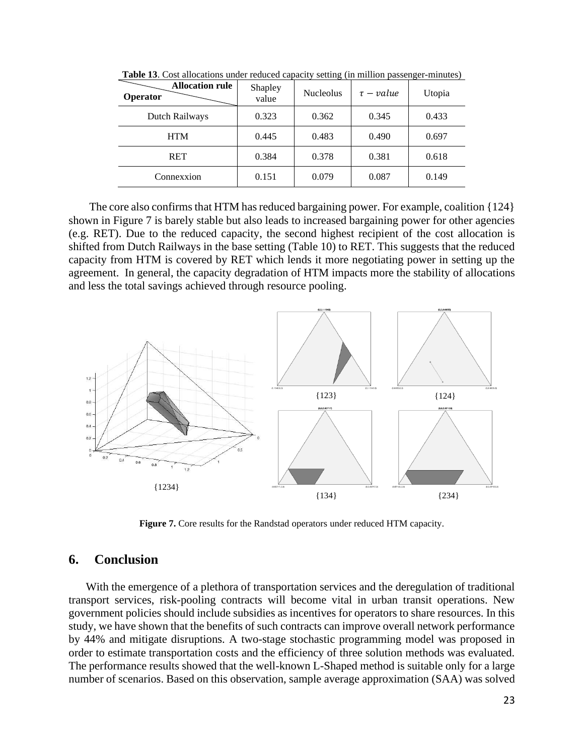**Table 13**. Cost allocations under reduced capacity setting (in million passenger-minutes)

| Operator \ Allocation rule | Shapley value | Nucleolus | $\tau - value$ | Utopia |
|---|---|---|---|---|
| Dutch Railways | 0.323 | 0.362 | 0.345 | 0.433 |
| HTM | 0.445 | 0.483 | 0.490 | 0.697 |
| RET | 0.384 | 0.378 | 0.381 | 0.618 |
| Connexxion | 0.151 | 0.079 | 0.087 | 0.149 |

The core also confirms that HTM has reduced bargaining power. For example, coalition {124} shown in Figure 7 is barely stable but also leads to increased bargaining power for other agencies (e.g. RET). Due to the reduced capacity, the second highest recipient of the cost allocation is shifted from Dutch Railways in the base setting (Table 10) to RET. This suggests that the reduced capacity from HTM is covered by RET which lends it more negotiating power in setting up the agreement. In general, the capacity degradation of HTM impacts more the stability of allocations and less the total savings achieved through resource pooling.

**Figure 7.** Core results for the Randstad operators under reduced HTM capacity.

## 6. Conclusion

With the emergence of a plethora of transportation services and the deregulation of traditional transport services, risk-pooling contracts will become vital in urban transit operations. New government policies should include subsidies as incentives for operators to share resources. In this study, we have shown that the benefits of such contracts can improve overall network performance by 44% and mitigate disruptions. A two-stage stochastic programming model was proposed in order to estimate transportation costs and the efficiency of three solution methods was evaluated. The performance results showed that the well-known L-Shaped method is suitable only for a large number of scenarios. Based on this observation, sample average approximation (SAA) was solved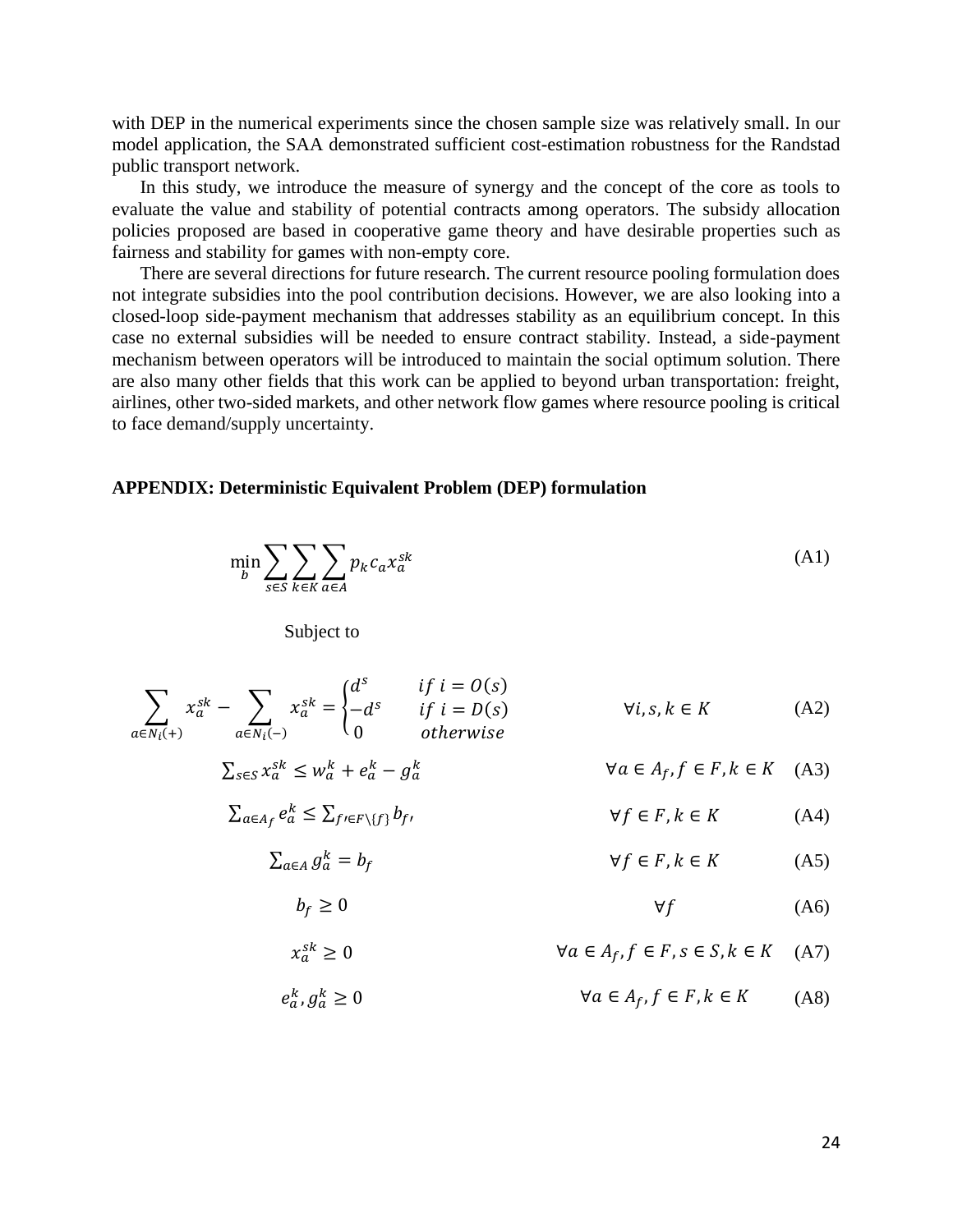with DEP in the numerical experiments since the chosen sample size was relatively small. In our model application, the SAA demonstrated sufficient cost-estimation robustness for the Randstad public transport network.

In this study, we introduce the measure of synergy and the concept of the core as tools to evaluate the value and stability of potential contracts among operators. The subsidy allocation policies proposed are based in cooperative game theory and have desirable properties such as fairness and stability for games with non-empty core.

There are several directions for future research. The current resource pooling formulation does not integrate subsidies into the pool contribution decisions. However, we are also looking into a closed-loop side-payment mechanism that addresses stability as an equilibrium concept. In this case no external subsidies will be needed to ensure contract stability. Instead, a side-payment mechanism between operators will be introduced to maintain the social optimum solution. There are also many other fields that this work can be applied to beyond urban transportation: freight, airlines, other two-sided markets, and other network flow games where resource pooling is critical to face demand/supply uncertainty.

**APPENDIX: Deterministic Equivalent Problem (DEP) formulation**

$$\min_{b} \sum_{s \in S} \sum_{k \in K} \sum_{a \in A} p_k c_a x_a^{sk} \tag{A1}$$

Subject to

$$\sum_{a \in N_i(+)} x_a^{sk} - \sum_{a \in N_i(-)} x_a^{sk} = \begin{cases} d^s & if\ i = O(s) \\ -d^s & if\ i = D(s) \\ 0 & otherwise \end{cases} \qquad \forall i, s, k \in K \tag{A2}$$

$$\sum_{s \in S} x_a^{sk} \leq w_a^k + e_a^k - g_a^k \qquad \forall a \in A_f, f \in F, k \in K \tag{A3}$$

$$\sum_{a \in A_f} e_a^k \leq \sum_{f' \in F \setminus \{f\}} b_{f'} \qquad \forall f \in F, k \in K \tag{A4}$$

$$\sum_{a \in A} g_a^k = b_f \qquad \forall f \in F, k \in K \tag{A5}$$

$$b_f \geq 0 \qquad \forall f \tag{A6}$$

$$x_a^{sk} \geq 0 \qquad \forall a \in A_f, f \in F, s \in S, k \in K \tag{A7}$$

$$e_a^k, g_a^k \geq 0 \qquad \forall a \in A_f, f \in F, k \in K \tag{A8}$$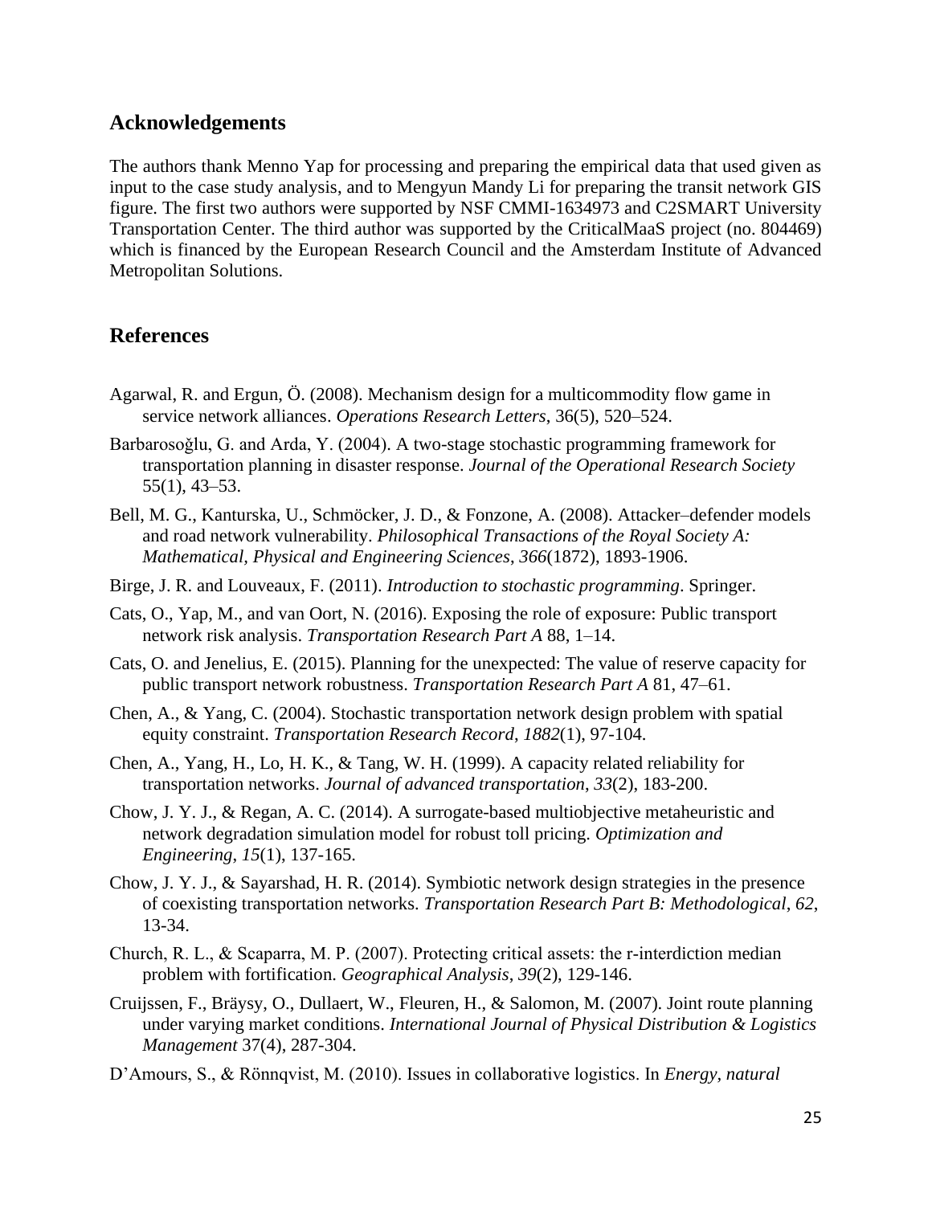## Acknowledgements

The authors thank Menno Yap for processing and preparing the empirical data that used given as input to the case study analysis, and to Mengyun Mandy Li for preparing the transit network GIS figure. The first two authors were supported by NSF CMMI-1634973 and C2SMART University Transportation Center. The third author was supported by the CriticalMaaS project (no. 804469) which is financed by the European Research Council and the Amsterdam Institute of Advanced Metropolitan Solutions.

## References

Agarwal, R. and Ergun, Ö. (2008). Mechanism design for a multicommodity flow game in service network alliances. *Operations Research Letters*, 36(5), 520–524.

Barbarosoğlu, G. and Arda, Y. (2004). A two-stage stochastic programming framework for transportation planning in disaster response. *Journal of the Operational Research Society* 55(1), 43–53.

Bell, M. G., Kanturska, U., Schmöcker, J. D., & Fonzone, A. (2008). Attacker–defender models and road network vulnerability. *Philosophical Transactions of the Royal Society A: Mathematical, Physical and Engineering Sciences*, *366*(1872), 1893-1906.

Birge, J. R. and Louveaux, F. (2011). *Introduction to stochastic programming*. Springer.

Cats, O., Yap, M., and van Oort, N. (2016). Exposing the role of exposure: Public transport network risk analysis. *Transportation Research Part A* 88, 1–14.

Cats, O. and Jenelius, E. (2015). Planning for the unexpected: The value of reserve capacity for public transport network robustness. *Transportation Research Part A* 81, 47–61.

Chen, A., & Yang, C. (2004). Stochastic transportation network design problem with spatial equity constraint. *Transportation Research Record*, *1882*(1), 97-104.

Chen, A., Yang, H., Lo, H. K., & Tang, W. H. (1999). A capacity related reliability for transportation networks. *Journal of advanced transportation*, *33*(2), 183-200.

Chow, J. Y. J., & Regan, A. C. (2014). A surrogate-based multiobjective metaheuristic and network degradation simulation model for robust toll pricing. *Optimization and Engineering*, *15*(1), 137-165.

Chow, J. Y. J., & Sayarshad, H. R. (2014). Symbiotic network design strategies in the presence of coexisting transportation networks. *Transportation Research Part B: Methodological*, *62*, 13-34.

Church, R. L., & Scaparra, M. P. (2007). Protecting critical assets: the r-interdiction median problem with fortification. *Geographical Analysis*, *39*(2), 129-146.

Cruijssen, F., Bräysy, O., Dullaert, W., Fleuren, H., & Salomon, M. (2007). Joint route planning under varying market conditions. *International Journal of Physical Distribution & Logistics Management* 37(4), 287-304.

D'Amours, S., & Rönnqvist, M. (2010). Issues in collaborative logistics. In *Energy, natural*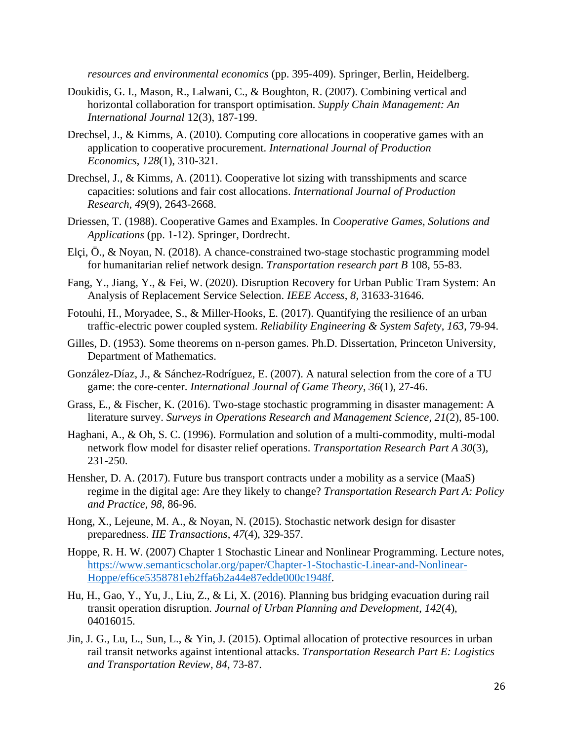*resources and environmental economics* (pp. 395-409). Springer, Berlin, Heidelberg.

Doukidis, G. I., Mason, R., Lalwani, C., & Boughton, R. (2007). Combining vertical and horizontal collaboration for transport optimisation. *Supply Chain Management: An International Journal* 12(3), 187-199.

Drechsel, J., & Kimms, A. (2010). Computing core allocations in cooperative games with an application to cooperative procurement. *International Journal of Production Economics*, *128*(1), 310-321.

Drechsel, J., & Kimms, A. (2011). Cooperative lot sizing with transshipments and scarce capacities: solutions and fair cost allocations. *International Journal of Production Research*, *49*(9), 2643-2668.

Driessen, T. (1988). Cooperative Games and Examples. In *Cooperative Games, Solutions and Applications* (pp. 1-12). Springer, Dordrecht.

Elçi, Ö., & Noyan, N. (2018). A chance-constrained two-stage stochastic programming model for humanitarian relief network design. *Transportation research part B* 108, 55-83.

Fang, Y., Jiang, Y., & Fei, W. (2020). Disruption Recovery for Urban Public Tram System: An Analysis of Replacement Service Selection. *IEEE Access*, *8*, 31633-31646.

Fotouhi, H., Moryadee, S., & Miller-Hooks, E. (2017). Quantifying the resilience of an urban traffic-electric power coupled system. *Reliability Engineering & System Safety*, *163*, 79-94.

Gilles, D. (1953). Some theorems on n-person games. Ph.D. Dissertation, Princeton University, Department of Mathematics.

González-Díaz, J., & Sánchez-Rodríguez, E. (2007). A natural selection from the core of a TU game: the core-center. *International Journal of Game Theory*, *36*(1), 27-46.

Grass, E., & Fischer, K. (2016). Two-stage stochastic programming in disaster management: A literature survey. *Surveys in Operations Research and Management Science*, *21*(2), 85-100.

Haghani, A., & Oh, S. C. (1996). Formulation and solution of a multi-commodity, multi-modal network flow model for disaster relief operations. *Transportation Research Part A 30*(3), 231-250.

Hensher, D. A. (2017). Future bus transport contracts under a mobility as a service (MaaS) regime in the digital age: Are they likely to change? *Transportation Research Part A: Policy and Practice*, *98*, 86-96.

Hong, X., Lejeune, M. A., & Noyan, N. (2015). Stochastic network design for disaster preparedness. *IIE Transactions*, *47*(4), 329-357.

Hoppe, R. H. W. (2007) Chapter 1 Stochastic Linear and Nonlinear Programming. Lecture notes, https://www.semanticscholar.org/paper/Chapter-1-Stochastic-Linear-and-Nonlinear-Hoppe/ef6ce5358781eb2ffa6b2a44e87edde000c1948f.

Hu, H., Gao, Y., Yu, J., Liu, Z., & Li, X. (2016). Planning bus bridging evacuation during rail transit operation disruption. *Journal of Urban Planning and Development*, *142*(4), 04016015.

Jin, J. G., Lu, L., Sun, L., & Yin, J. (2015). Optimal allocation of protective resources in urban rail transit networks against intentional attacks. *Transportation Research Part E: Logistics and Transportation Review*, *84*, 73-87.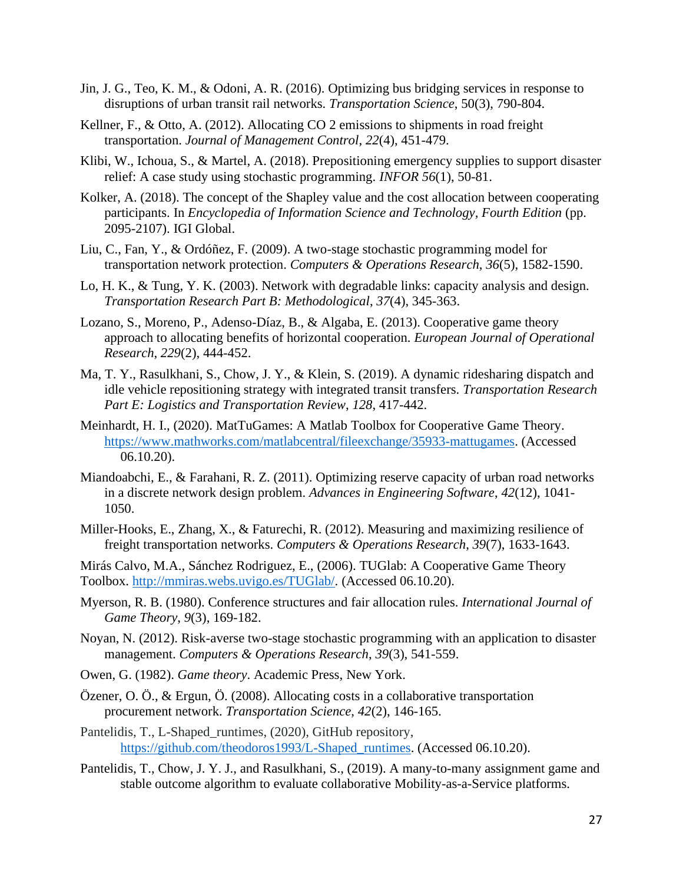Jin, J. G., Teo, K. M., & Odoni, A. R. (2016). Optimizing bus bridging services in response to disruptions of urban transit rail networks. *Transportation Science*, 50(3), 790-804.

Kellner, F., & Otto, A. (2012). Allocating CO 2 emissions to shipments in road freight transportation. *Journal of Management Control*, *22*(4), 451-479.

Klibi, W., Ichoua, S., & Martel, A. (2018). Prepositioning emergency supplies to support disaster relief: A case study using stochastic programming. *INFOR 56*(1), 50-81.

Kolker, A. (2018). The concept of the Shapley value and the cost allocation between cooperating participants. In *Encyclopedia of Information Science and Technology, Fourth Edition* (pp. 2095-2107). IGI Global.

Liu, C., Fan, Y., & Ordóñez, F. (2009). A two-stage stochastic programming model for transportation network protection. *Computers & Operations Research*, *36*(5), 1582-1590.

Lo, H. K., & Tung, Y. K. (2003). Network with degradable links: capacity analysis and design. *Transportation Research Part B: Methodological*, *37*(4), 345-363.

Lozano, S., Moreno, P., Adenso-Díaz, B., & Algaba, E. (2013). Cooperative game theory approach to allocating benefits of horizontal cooperation. *European Journal of Operational Research*, *229*(2), 444-452.

Ma, T. Y., Rasulkhani, S., Chow, J. Y., & Klein, S. (2019). A dynamic ridesharing dispatch and idle vehicle repositioning strategy with integrated transit transfers. *Transportation Research Part E: Logistics and Transportation Review*, *128*, 417-442.

Meinhardt, H. I., (2020). MatTuGames: A Matlab Toolbox for Cooperative Game Theory. https://www.mathworks.com/matlabcentral/fileexchange/35933-mattugames. (Accessed 06.10.20).

Miandoabchi, E., & Farahani, R. Z. (2011). Optimizing reserve capacity of urban road networks in a discrete network design problem. *Advances in Engineering Software*, *42*(12), 1041-1050.

Miller-Hooks, E., Zhang, X., & Faturechi, R. (2012). Measuring and maximizing resilience of freight transportation networks. *Computers & Operations Research*, *39*(7), 1633-1643.

Mirás Calvo, M.A., Sánchez Rodriguez, E., (2006). TUGlab: A Cooperative Game Theory Toolbox. http://mmiras.webs.uvigo.es/TUGlab/. (Accessed 06.10.20).

Myerson, R. B. (1980). Conference structures and fair allocation rules. *International Journal of Game Theory*, *9*(3), 169-182.

Noyan, N. (2012). Risk-averse two-stage stochastic programming with an application to disaster management. *Computers & Operations Research*, *39*(3), 541-559.

Owen, G. (1982). *Game theory*. Academic Press, New York.

Özener, O. Ö., & Ergun, Ö. (2008). Allocating costs in a collaborative transportation procurement network. *Transportation Science*, *42*(2), 146-165.

Pantelidis, T., L-Shaped_runtimes, (2020), GitHub repository, https://github.com/theodoros1993/L-Shaped_runtimes. (Accessed 06.10.20).

Pantelidis, T., Chow, J. Y. J., and Rasulkhani, S., (2019). A many-to-many assignment game and stable outcome algorithm to evaluate collaborative Mobility-as-a-Service platforms.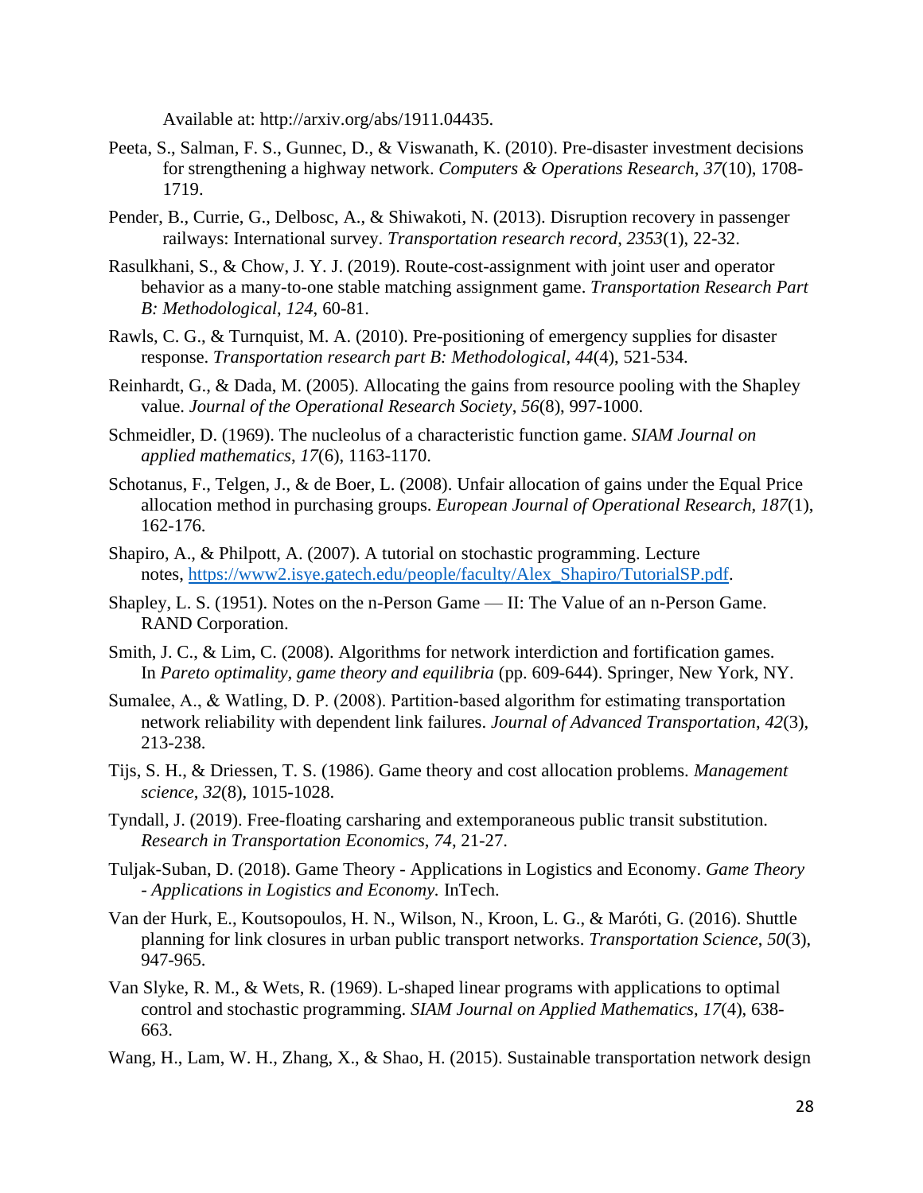Available at: http://arxiv.org/abs/1911.04435.

Peeta, S., Salman, F. S., Gunnec, D., & Viswanath, K. (2010). Pre-disaster investment decisions for strengthening a highway network. *Computers & Operations Research*, *37*(10), 1708-1719.

Pender, B., Currie, G., Delbosc, A., & Shiwakoti, N. (2013). Disruption recovery in passenger railways: International survey. *Transportation research record*, *2353*(1), 22-32.

Rasulkhani, S., & Chow, J. Y. J. (2019). Route-cost-assignment with joint user and operator behavior as a many-to-one stable matching assignment game. *Transportation Research Part B: Methodological*, *124*, 60-81.

Rawls, C. G., & Turnquist, M. A. (2010). Pre-positioning of emergency supplies for disaster response. *Transportation research part B: Methodological*, *44*(4), 521-534.

Reinhardt, G., & Dada, M. (2005). Allocating the gains from resource pooling with the Shapley value. *Journal of the Operational Research Society*, *56*(8), 997-1000.

Schmeidler, D. (1969). The nucleolus of a characteristic function game. *SIAM Journal on applied mathematics*, *17*(6), 1163-1170.

Schotanus, F., Telgen, J., & de Boer, L. (2008). Unfair allocation of gains under the Equal Price allocation method in purchasing groups. *European Journal of Operational Research*, *187*(1), 162-176.

Shapiro, A., & Philpott, A. (2007). A tutorial on stochastic programming. Lecture notes, https://www2.isye.gatech.edu/people/faculty/Alex_Shapiro/TutorialSP.pdf.

Shapley, L. S. (1951). Notes on the n-Person Game — II: The Value of an n-Person Game. RAND Corporation.

Smith, J. C., & Lim, C. (2008). Algorithms for network interdiction and fortification games. In *Pareto optimality, game theory and equilibria* (pp. 609-644). Springer, New York, NY.

Sumalee, A., & Watling, D. P. (2008). Partition-based algorithm for estimating transportation network reliability with dependent link failures. *Journal of Advanced Transportation*, *42*(3), 213-238.

Tijs, S. H., & Driessen, T. S. (1986). Game theory and cost allocation problems. *Management science*, *32*(8), 1015-1028.

Tyndall, J. (2019). Free-floating carsharing and extemporaneous public transit substitution. *Research in Transportation Economics*, *74*, 21-27.

Tuljak-Suban, D. (2018). Game Theory - Applications in Logistics and Economy. *Game Theory - Applications in Logistics and Economy.* InTech.

Van der Hurk, E., Koutsopoulos, H. N., Wilson, N., Kroon, L. G., & Maróti, G. (2016). Shuttle planning for link closures in urban public transport networks. *Transportation Science*, *50*(3), 947-965.

Van Slyke, R. M., & Wets, R. (1969). L-shaped linear programs with applications to optimal control and stochastic programming. *SIAM Journal on Applied Mathematics*, *17*(4), 638-663.

Wang, H., Lam, W. H., Zhang, X., & Shao, H. (2015). Sustainable transportation network design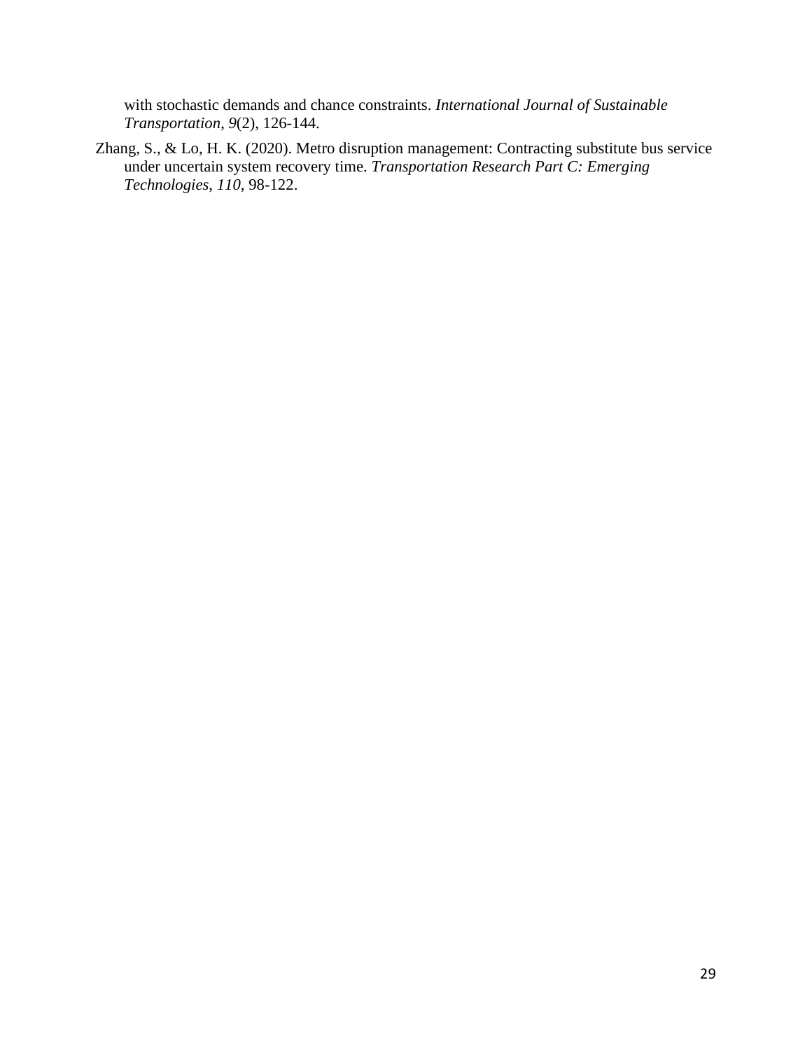with stochastic demands and chance constraints. *International Journal of Sustainable Transportation*, *9*(2), 126-144.

Zhang, S., & Lo, H. K. (2020). Metro disruption management: Contracting substitute bus service under uncertain system recovery time. *Transportation Research Part C: Emerging Technologies*, *110*, 98-122.